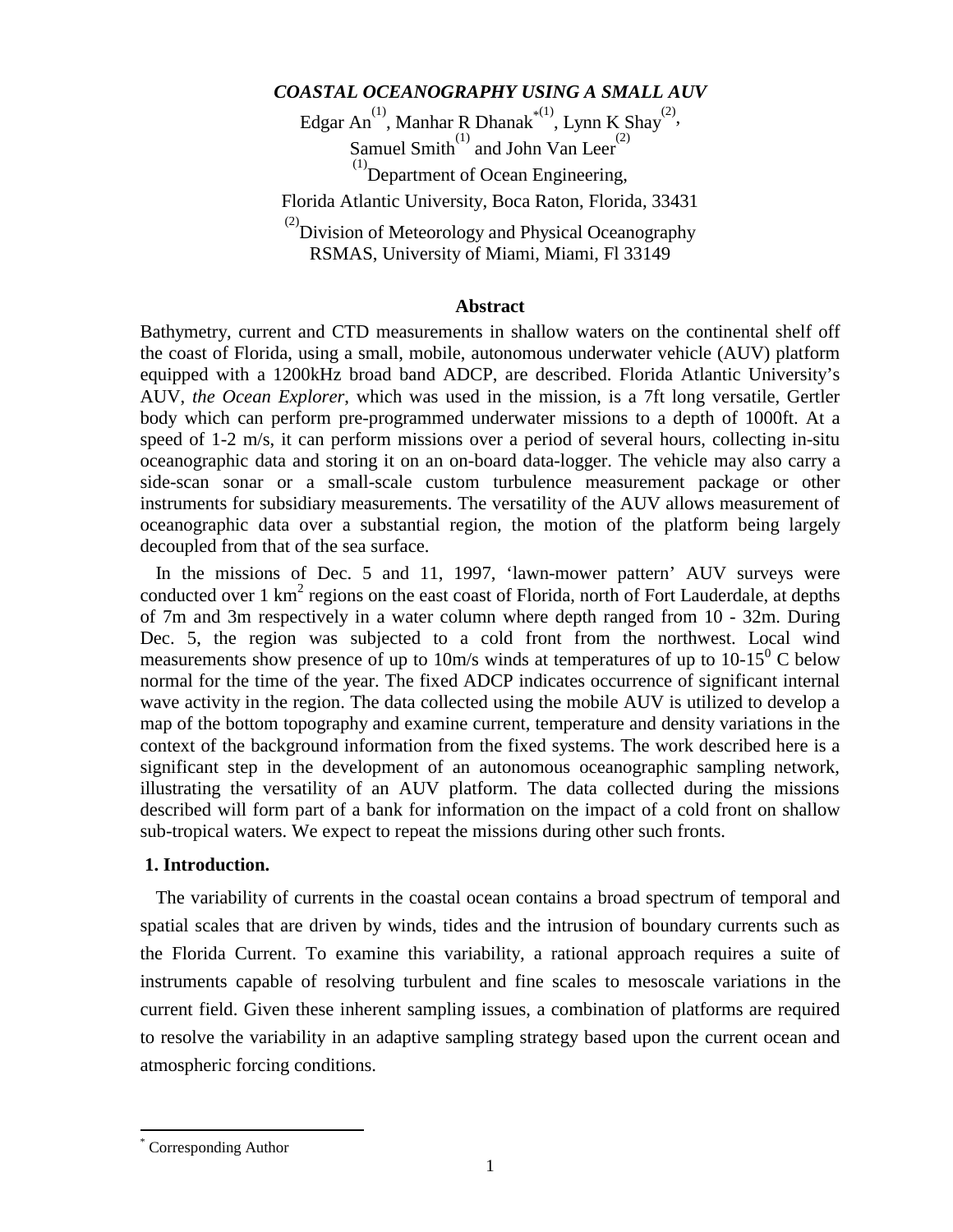# *COASTAL OCEANOGRAPHY USING A SMALL AUV*

Edgar An[(1)], Manhar R Dhanak[*(1)], Lynn K Shay[(2)],
Samuel Smith[(1)] and John Van Leer[(2)]

[(1)]Department of Ocean Engineering,
Florida Atlantic University, Boca Raton, Florida, 33431

[(2)]Division of Meteorology and Physical Oceanography
RSMAS, University of Miami, Miami, Fl 33149

## Abstract

Bathymetry, current and CTD measurements in shallow waters on the continental shelf off the coast of Florida, using a small, mobile, autonomous underwater vehicle (AUV) platform equipped with a 1200kHz broad band ADCP, are described. Florida Atlantic University's AUV, *the Ocean Explorer*, which was used in the mission, is a 7ft long versatile, Gertler body which can perform pre-programmed underwater missions to a depth of 1000ft. At a speed of 1-2 m/s, it can perform missions over a period of several hours, collecting in-situ oceanographic data and storing it on an on-board data-logger. The vehicle may also carry a side-scan sonar or a small-scale custom turbulence measurement package or other instruments for subsidiary measurements. The versatility of the AUV allows measurement of oceanographic data over a substantial region, the motion of the platform being largely decoupled from that of the sea surface.

In the missions of Dec. 5 and 11, 1997, 'lawn-mower pattern' AUV surveys were conducted over 1 $km^2$ regions on the east coast of Florida, north of Fort Lauderdale, at depths of 7m and 3m respectively in a water column where depth ranged from 10 - 32m. During Dec. 5, the region was subjected to a cold front from the northwest. Local wind measurements show presence of up to 10m/s winds at temperatures of up to 10-15$^0$ C below normal for the time of the year. The fixed ADCP indicates occurrence of significant internal wave activity in the region. The data collected using the mobile AUV is utilized to develop a map of the bottom topography and examine current, temperature and density variations in the context of the background information from the fixed systems. The work described here is a significant step in the development of an autonomous oceanographic sampling network, illustrating the versatility of an AUV platform. The data collected during the missions described will form part of a bank for information on the impact of a cold front on shallow sub-tropical waters. We expect to repeat the missions during other such fronts.

## 1. Introduction.

The variability of currents in the coastal ocean contains a broad spectrum of temporal and spatial scales that are driven by winds, tides and the intrusion of boundary currents such as the Florida Current. To examine this variability, a rational approach requires a suite of instruments capable of resolving turbulent and fine scales to mesoscale variations in the current field. Given these inherent sampling issues, a combination of platforms are required to resolve the variability in an adaptive sampling strategy based upon the current ocean and atmospheric forcing conditions.

[*] Corresponding Author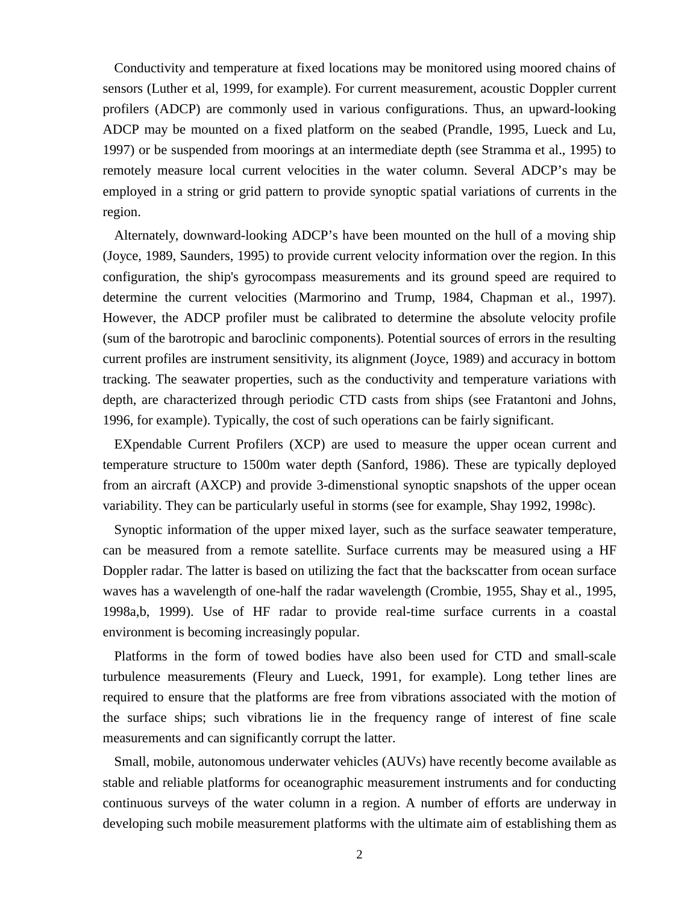Conductivity and temperature at fixed locations may be monitored using moored chains of sensors (Luther et al, 1999, for example). For current measurement, acoustic Doppler current profilers (ADCP) are commonly used in various configurations. Thus, an upward-looking ADCP may be mounted on a fixed platform on the seabed (Prandle, 1995, Lueck and Lu, 1997) or be suspended from moorings at an intermediate depth (see Stramma et al., 1995) to remotely measure local current velocities in the water column. Several ADCP's may be employed in a string or grid pattern to provide synoptic spatial variations of currents in the region.

Alternately, downward-looking ADCP's have been mounted on the hull of a moving ship (Joyce, 1989, Saunders, 1995) to provide current velocity information over the region. In this configuration, the ship's gyrocompass measurements and its ground speed are required to determine the current velocities (Marmorino and Trump, 1984, Chapman et al., 1997). However, the ADCP profiler must be calibrated to determine the absolute velocity profile (sum of the barotropic and baroclinic components). Potential sources of errors in the resulting current profiles are instrument sensitivity, its alignment (Joyce, 1989) and accuracy in bottom tracking. The seawater properties, such as the conductivity and temperature variations with depth, are characterized through periodic CTD casts from ships (see Fratantoni and Johns, 1996, for example). Typically, the cost of such operations can be fairly significant.

EXpendable Current Profilers (XCP) are used to measure the upper ocean current and temperature structure to 1500m water depth (Sanford, 1986). These are typically deployed from an aircraft (AXCP) and provide 3-dimenstional synoptic snapshots of the upper ocean variability. They can be particularly useful in storms (see for example, Shay 1992, 1998c).

Synoptic information of the upper mixed layer, such as the surface seawater temperature, can be measured from a remote satellite. Surface currents may be measured using a HF Doppler radar. The latter is based on utilizing the fact that the backscatter from ocean surface waves has a wavelength of one-half the radar wavelength (Crombie, 1955, Shay et al., 1995, 1998a,b, 1999). Use of HF radar to provide real-time surface currents in a coastal environment is becoming increasingly popular.

Platforms in the form of towed bodies have also been used for CTD and small-scale turbulence measurements (Fleury and Lueck, 1991, for example). Long tether lines are required to ensure that the platforms are free from vibrations associated with the motion of the surface ships; such vibrations lie in the frequency range of interest of fine scale measurements and can significantly corrupt the latter.

Small, mobile, autonomous underwater vehicles (AUVs) have recently become available as stable and reliable platforms for oceanographic measurement instruments and for conducting continuous surveys of the water column in a region. A number of efforts are underway in developing such mobile measurement platforms with the ultimate aim of establishing them as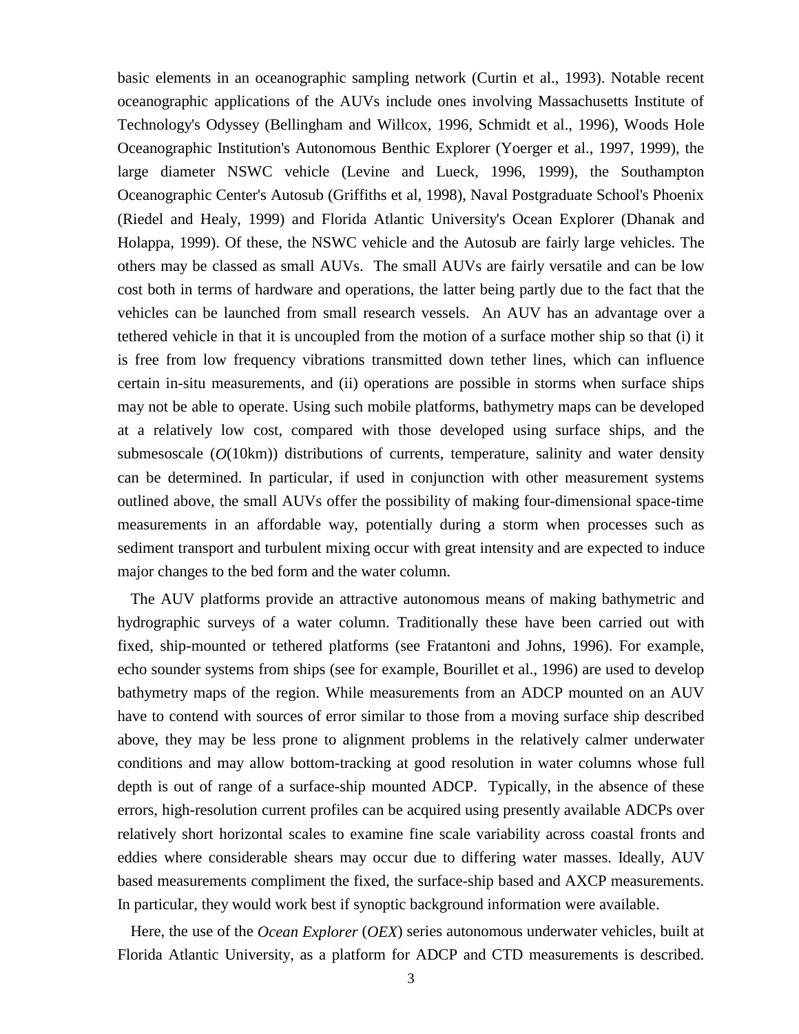basic elements in an oceanographic sampling network (Curtin et al., 1993). Notable recent oceanographic applications of the AUVs include ones involving Massachusetts Institute of Technology's Odyssey (Bellingham and Willcox, 1996, Schmidt et al., 1996), Woods Hole Oceanographic Institution's Autonomous Benthic Explorer (Yoerger et al., 1997, 1999), the large diameter NSWC vehicle (Levine and Lueck, 1996, 1999), the Southampton Oceanographic Center's Autosub (Griffiths et al, 1998), Naval Postgraduate School's Phoenix (Riedel and Healy, 1999) and Florida Atlantic University's Ocean Explorer (Dhanak and Holappa, 1999). Of these, the NSWC vehicle and the Autosub are fairly large vehicles. The others may be classed as small AUVs. The small AUVs are fairly versatile and can be low cost both in terms of hardware and operations, the latter being partly due to the fact that the vehicles can be launched from small research vessels. An AUV has an advantage over a tethered vehicle in that it is uncoupled from the motion of a surface mother ship so that (i) it is free from low frequency vibrations transmitted down tether lines, which can influence certain in-situ measurements, and (ii) operations are possible in storms when surface ships may not be able to operate. Using such mobile platforms, bathymetry maps can be developed at a relatively low cost, compared with those developed using surface ships, and the submesoscale ($O$(10km)) distributions of currents, temperature, salinity and water density can be determined. In particular, if used in conjunction with other measurement systems outlined above, the small AUVs offer the possibility of making four-dimensional space-time measurements in an affordable way, potentially during a storm when processes such as sediment transport and turbulent mixing occur with great intensity and are expected to induce major changes to the bed form and the water column.

The AUV platforms provide an attractive autonomous means of making bathymetric and hydrographic surveys of a water column. Traditionally these have been carried out with fixed, ship-mounted or tethered platforms (see Fratantoni and Johns, 1996). For example, echo sounder systems from ships (see for example, Bourillet et al., 1996) are used to develop bathymetry maps of the region. While measurements from an ADCP mounted on an AUV have to contend with sources of error similar to those from a moving surface ship described above, they may be less prone to alignment problems in the relatively calmer underwater conditions and may allow bottom-tracking at good resolution in water columns whose full depth is out of range of a surface-ship mounted ADCP. Typically, in the absence of these errors, high-resolution current profiles can be acquired using presently available ADCPs over relatively short horizontal scales to examine fine scale variability across coastal fronts and eddies where considerable shears may occur due to differing water masses. Ideally, AUV based measurements compliment the fixed, the surface-ship based and AXCP measurements. In particular, they would work best if synoptic background information were available.

Here, the use of the *Ocean Explorer* (*OEX*) series autonomous underwater vehicles, built at Florida Atlantic University, as a platform for ADCP and CTD measurements is described.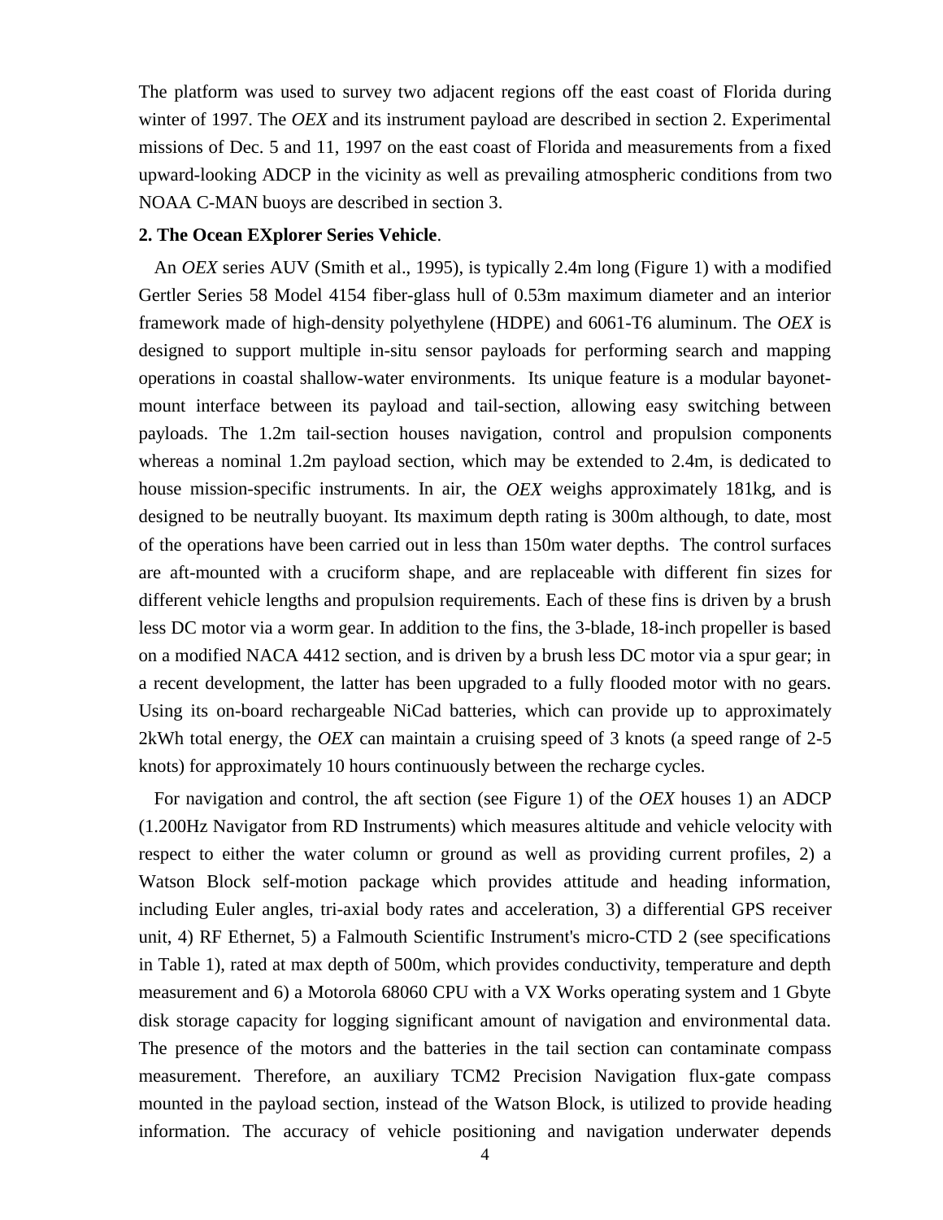The platform was used to survey two adjacent regions off the east coast of Florida during winter of 1997. The *OEX* and its instrument payload are described in section 2. Experimental missions of Dec. 5 and 11, 1997 on the east coast of Florida and measurements from a fixed upward-looking ADCP in the vicinity as well as prevailing atmospheric conditions from two NOAA C-MAN buoys are described in section 3.

**2. The Ocean EXplorer Series Vehicle**.

An *OEX* series AUV (Smith et al., 1995), is typically 2.4m long (Figure 1) with a modified Gertler Series 58 Model 4154 fiber-glass hull of 0.53m maximum diameter and an interior framework made of high-density polyethylene (HDPE) and 6061-T6 aluminum. The *OEX* is designed to support multiple in-situ sensor payloads for performing search and mapping operations in coastal shallow-water environments. Its unique feature is a modular bayonet-mount interface between its payload and tail-section, allowing easy switching between payloads. The 1.2m tail-section houses navigation, control and propulsion components whereas a nominal 1.2m payload section, which may be extended to 2.4m, is dedicated to house mission-specific instruments. In air, the *OEX* weighs approximately 181kg, and is designed to be neutrally buoyant. Its maximum depth rating is 300m although, to date, most of the operations have been carried out in less than 150m water depths. The control surfaces are aft-mounted with a cruciform shape, and are replaceable with different fin sizes for different vehicle lengths and propulsion requirements. Each of these fins is driven by a brush less DC motor via a worm gear. In addition to the fins, the 3-blade, 18-inch propeller is based on a modified NACA 4412 section, and is driven by a brush less DC motor via a spur gear; in a recent development, the latter has been upgraded to a fully flooded motor with no gears. Using its on-board rechargeable NiCad batteries, which can provide up to approximately 2kWh total energy, the *OEX* can maintain a cruising speed of 3 knots (a speed range of 2-5 knots) for approximately 10 hours continuously between the recharge cycles.

For navigation and control, the aft section (see Figure 1) of the *OEX* houses 1) an ADCP (1.200Hz Navigator from RD Instruments) which measures altitude and vehicle velocity with respect to either the water column or ground as well as providing current profiles, 2) a Watson Block self-motion package which provides attitude and heading information, including Euler angles, tri-axial body rates and acceleration, 3) a differential GPS receiver unit, 4) RF Ethernet, 5) a Falmouth Scientific Instrument's micro-CTD 2 (see specifications in Table 1), rated at max depth of 500m, which provides conductivity, temperature and depth measurement and 6) a Motorola 68060 CPU with a VX Works operating system and 1 Gbyte disk storage capacity for logging significant amount of navigation and environmental data. The presence of the motors and the batteries in the tail section can contaminate compass measurement. Therefore, an auxiliary TCM2 Precision Navigation flux-gate compass mounted in the payload section, instead of the Watson Block, is utilized to provide heading information. The accuracy of vehicle positioning and navigation underwater depends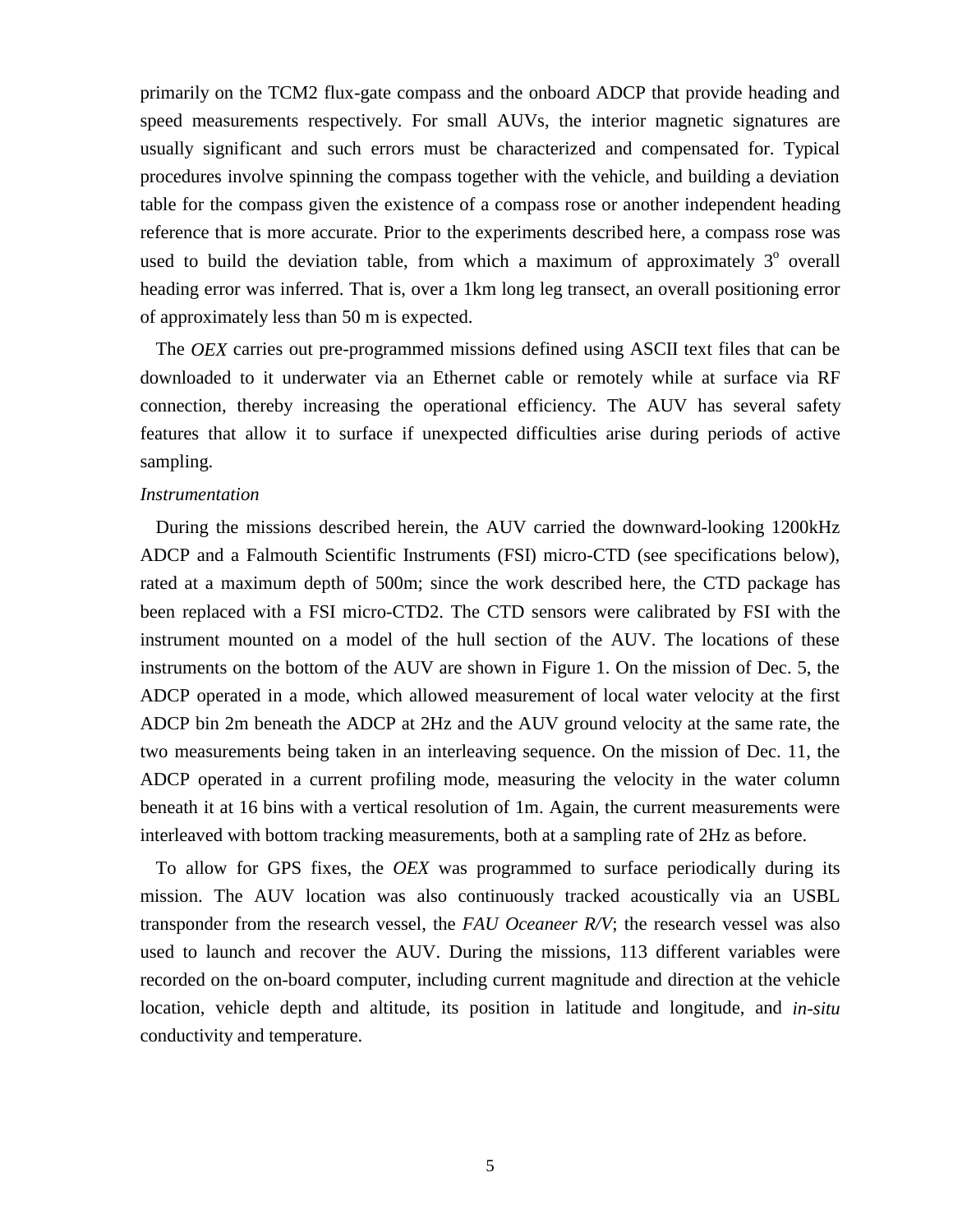primarily on the TCM2 flux-gate compass and the onboard ADCP that provide heading and speed measurements respectively. For small AUVs, the interior magnetic signatures are usually significant and such errors must be characterized and compensated for. Typical procedures involve spinning the compass together with the vehicle, and building a deviation table for the compass given the existence of a compass rose or another independent heading reference that is more accurate. Prior to the experiments described here, a compass rose was used to build the deviation table, from which a maximum of approximately $3^o$ overall heading error was inferred. That is, over a 1km long leg transect, an overall positioning error of approximately less than 50 m is expected.

The *OEX* carries out pre-programmed missions defined using ASCII text files that can be downloaded to it underwater via an Ethernet cable or remotely while at surface via RF connection, thereby increasing the operational efficiency. The AUV has several safety features that allow it to surface if unexpected difficulties arise during periods of active sampling.

*Instrumentation*

During the missions described herein, the AUV carried the downward-looking 1200kHz ADCP and a Falmouth Scientific Instruments (FSI) micro-CTD (see specifications below), rated at a maximum depth of 500m; since the work described here, the CTD package has been replaced with a FSI micro-CTD2. The CTD sensors were calibrated by FSI with the instrument mounted on a model of the hull section of the AUV. The locations of these instruments on the bottom of the AUV are shown in Figure 1. On the mission of Dec. 5, the ADCP operated in a mode, which allowed measurement of local water velocity at the first ADCP bin 2m beneath the ADCP at 2Hz and the AUV ground velocity at the same rate, the two measurements being taken in an interleaving sequence. On the mission of Dec. 11, the ADCP operated in a current profiling mode, measuring the velocity in the water column beneath it at 16 bins with a vertical resolution of 1m. Again, the current measurements were interleaved with bottom tracking measurements, both at a sampling rate of 2Hz as before.

To allow for GPS fixes, the *OEX* was programmed to surface periodically during its mission. The AUV location was also continuously tracked acoustically via an USBL transponder from the research vessel, the *FAU Oceaneer R/V*; the research vessel was also used to launch and recover the AUV. During the missions, 113 different variables were recorded on the on-board computer, including current magnitude and direction at the vehicle location, vehicle depth and altitude, its position in latitude and longitude, and *in-situ* conductivity and temperature.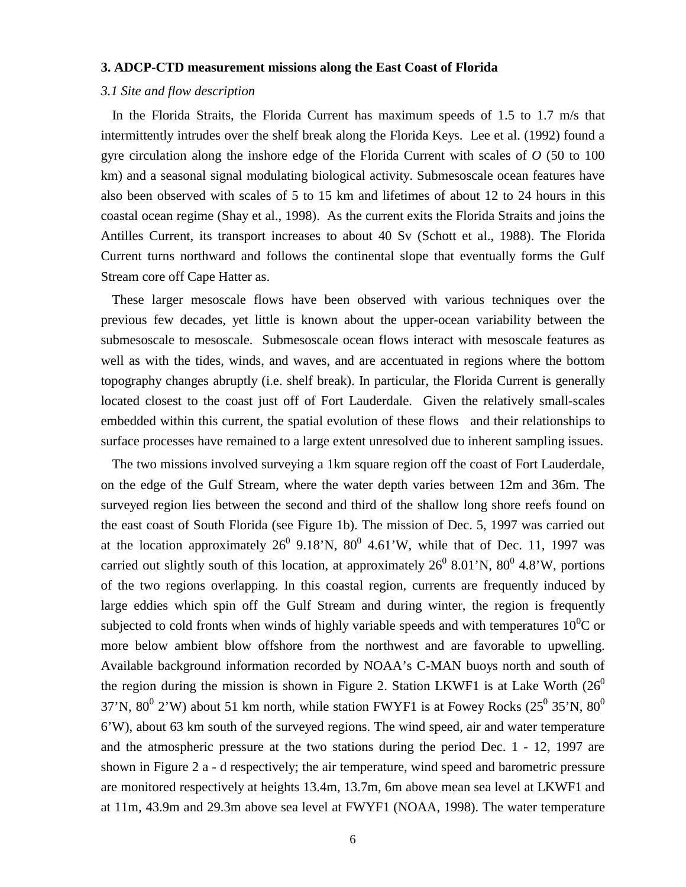**3. ADCP-CTD measurement missions along the East Coast of Florida**

*3.1 Site and flow description*

In the Florida Straits, the Florida Current has maximum speeds of 1.5 to 1.7 m/s that intermittently intrudes over the shelf break along the Florida Keys. Lee et al. (1992) found a gyre circulation along the inshore edge of the Florida Current with scales of *O* (50 to 100 km) and a seasonal signal modulating biological activity. Submesoscale ocean features have also been observed with scales of 5 to 15 km and lifetimes of about 12 to 24 hours in this coastal ocean regime (Shay et al., 1998). As the current exits the Florida Straits and joins the Antilles Current, its transport increases to about 40 Sv (Schott et al., 1988). The Florida Current turns northward and follows the continental slope that eventually forms the Gulf Stream core off Cape Hatter as.

These larger mesoscale flows have been observed with various techniques over the previous few decades, yet little is known about the upper-ocean variability between the submesoscale to mesoscale. Submesoscale ocean flows interact with mesoscale features as well as with the tides, winds, and waves, and are accentuated in regions where the bottom topography changes abruptly (i.e. shelf break). In particular, the Florida Current is generally located closest to the coast just off of Fort Lauderdale. Given the relatively small-scales embedded within this current, the spatial evolution of these flows and their relationships to surface processes have remained to a large extent unresolved due to inherent sampling issues.

The two missions involved surveying a 1km square region off the coast of Fort Lauderdale, on the edge of the Gulf Stream, where the water depth varies between 12m and 36m. The surveyed region lies between the second and third of the shallow long shore reefs found on the east coast of South Florida (see Figure 1b). The mission of Dec. 5, 1997 was carried out at the location approximately $26^0$ 9.18'N, $80^0$ 4.61'W, while that of Dec. 11, 1997 was carried out slightly south of this location, at approximately $26^0$ 8.01'N, $80^0$ 4.8'W, portions of the two regions overlapping. In this coastal region, currents are frequently induced by large eddies which spin off the Gulf Stream and during winter, the region is frequently subjected to cold fronts when winds of highly variable speeds and with temperatures $10^0$C or more below ambient blow offshore from the northwest and are favorable to upwelling. Available background information recorded by NOAA's C-MAN buoys north and south of the region during the mission is shown in Figure 2. Station LKWF1 is at Lake Worth ($26^0$ 37'N, $80^0$ 2'W) about 51 km north, while station FWYF1 is at Fowey Rocks ($25^0$ 35'N, $80^0$ 6'W), about 63 km south of the surveyed regions. The wind speed, air and water temperature and the atmospheric pressure at the two stations during the period Dec. 1 - 12, 1997 are shown in Figure 2 a - d respectively; the air temperature, wind speed and barometric pressure are monitored respectively at heights 13.4m, 13.7m, 6m above mean sea level at LKWF1 and at 11m, 43.9m and 29.3m above sea level at FWYF1 (NOAA, 1998). The water temperature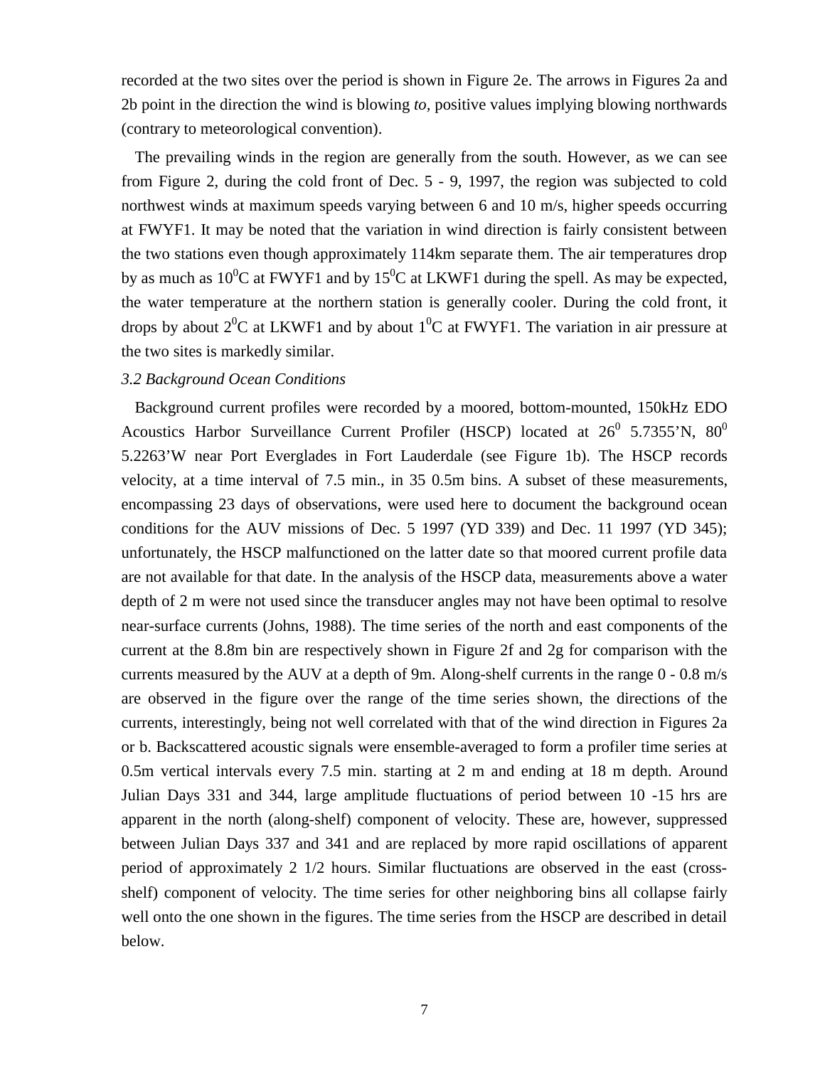recorded at the two sites over the period is shown in Figure 2e. The arrows in Figures 2a and 2b point in the direction the wind is blowing *to,* positive values implying blowing northwards (contrary to meteorological convention).

The prevailing winds in the region are generally from the south. However, as we can see from Figure 2, during the cold front of Dec. 5 - 9, 1997, the region was subjected to cold northwest winds at maximum speeds varying between 6 and 10 m/s, higher speeds occurring at FWYF1. It may be noted that the variation in wind direction is fairly consistent between the two stations even though approximately 114km separate them. The air temperatures drop by as much as $10^0$C at FWYF1 and by $15^0$C at LKWF1 during the spell. As may be expected, the water temperature at the northern station is generally cooler. During the cold front, it drops by about $2^0$C at LKWF1 and by about $1^0$C at FWYF1. The variation in air pressure at the two sites is markedly similar.

*3.2 Background Ocean Conditions*

Background current profiles were recorded by a moored, bottom-mounted, 150kHz EDO Acoustics Harbor Surveillance Current Profiler (HSCP) located at $26^0$ 5.7355'N, $80^0$ 5.2263'W near Port Everglades in Fort Lauderdale (see Figure 1b). The HSCP records velocity, at a time interval of 7.5 min., in 35 0.5m bins. A subset of these measurements, encompassing 23 days of observations, were used here to document the background ocean conditions for the AUV missions of Dec. 5 1997 (YD 339) and Dec. 11 1997 (YD 345); unfortunately, the HSCP malfunctioned on the latter date so that moored current profile data are not available for that date. In the analysis of the HSCP data, measurements above a water depth of 2 m were not used since the transducer angles may not have been optimal to resolve near-surface currents (Johns, 1988). The time series of the north and east components of the current at the 8.8m bin are respectively shown in Figure 2f and 2g for comparison with the currents measured by the AUV at a depth of 9m. Along-shelf currents in the range 0 - 0.8 m/s are observed in the figure over the range of the time series shown, the directions of the currents, interestingly, being not well correlated with that of the wind direction in Figures 2a or b. Backscattered acoustic signals were ensemble-averaged to form a profiler time series at 0.5m vertical intervals every 7.5 min. starting at 2 m and ending at 18 m depth. Around Julian Days 331 and 344, large amplitude fluctuations of period between 10 -15 hrs are apparent in the north (along-shelf) component of velocity. These are, however, suppressed between Julian Days 337 and 341 and are replaced by more rapid oscillations of apparent period of approximately 2 1/2 hours. Similar fluctuations are observed in the east (cross-shelf) component of velocity. The time series for other neighboring bins all collapse fairly well onto the one shown in the figures. The time series from the HSCP are described in detail below.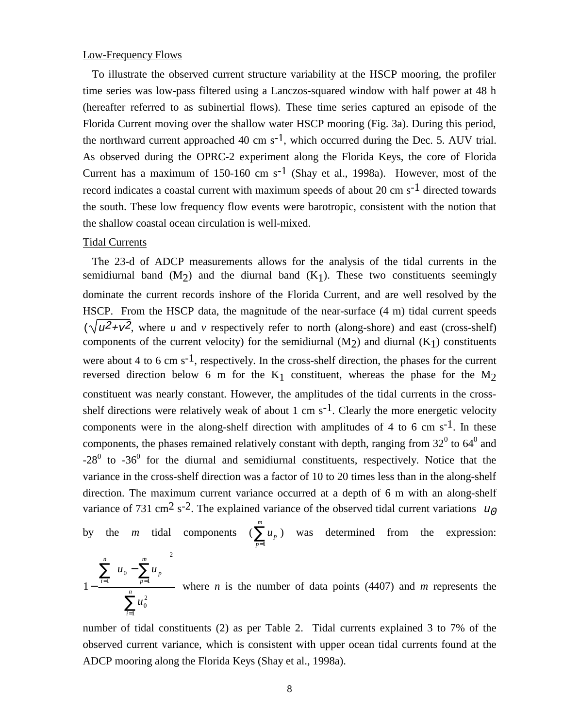Low-Frequency Flows

To illustrate the observed current structure variability at the HSCP mooring, the profiler time series was low-pass filtered using a Lanczos-squared window with half power at 48 h (hereafter referred to as subinertial flows). These time series captured an episode of the Florida Current moving over the shallow water HSCP mooring (Fig. 3a). During this period, the northward current approached 40 cm $s^{-1}$, which occurred during the Dec. 5. AUV trial. As observed during the OPRC-2 experiment along the Florida Keys, the core of Florida Current has a maximum of 150-160 cm $s^{-1}$ (Shay et al., 1998a). However, most of the record indicates a coastal current with maximum speeds of about 20 cm $s^{-1}$ directed towards the south. These low frequency flow events were barotropic, consistent with the notion that the shallow coastal ocean circulation is well-mixed.

Tidal Currents

The 23-d of ADCP measurements allows for the analysis of the tidal currents in the semidiurnal band ($M_2$) and the diurnal band ($K_1$). These two constituents seemingly dominate the current records inshore of the Florida Current, and are well resolved by the HSCP. From the HSCP data, the magnitude of the near-surface (4 m) tidal current speeds ($\sqrt{u^2+v^2}$, where *u* and *v* respectively refer to north (along-shore) and east (cross-shelf) components of the current velocity) for the semidiurnal ($M_2$) and diurnal ($K_1$) constituents were about 4 to 6 cm $s^{-1}$, respectively. In the cross-shelf direction, the phases for the current reversed direction below 6 m for the $K_1$ constituent, whereas the phase for the $M_2$ constituent was nearly constant. However, the amplitudes of the tidal currents in the cross-shelf directions were relatively weak of about 1 cm $s^{-1}$. Clearly the more energetic velocity components were in the along-shelf direction with amplitudes of 4 to 6 cm $s^{-1}$. In these components, the phases remained relatively constant with depth, ranging from $32^0$ to $64^0$ and $-28^0$ to $-36^0$ for the diurnal and semidiurnal constituents, respectively. Notice that the variance in the cross-shelf direction was a factor of 10 to 20 times less than in the along-shelf direction. The maximum current variance occurred at a depth of 6 m with an along-shelf variance of 731 $cm^2\ s^{-2}$. The explained variance of the observed tidal current variations $u_0$ by the *m* tidal components ($\sum_{p=1}^{m} u_p$) was determined from the expression:

$$1-\frac{\sum_{i=1}^{n}\left(u_0-\sum_{p=1}^{m}u_p\right)^2}{\sum_{i=1}^{n}u_0^2}$$

where *n* is the number of data points (4407) and *m* represents the number of tidal constituents (2) as per Table 2. Tidal currents explained 3 to 7% of the observed current variance, which is consistent with upper ocean tidal currents found at the ADCP mooring along the Florida Keys (Shay et al., 1998a).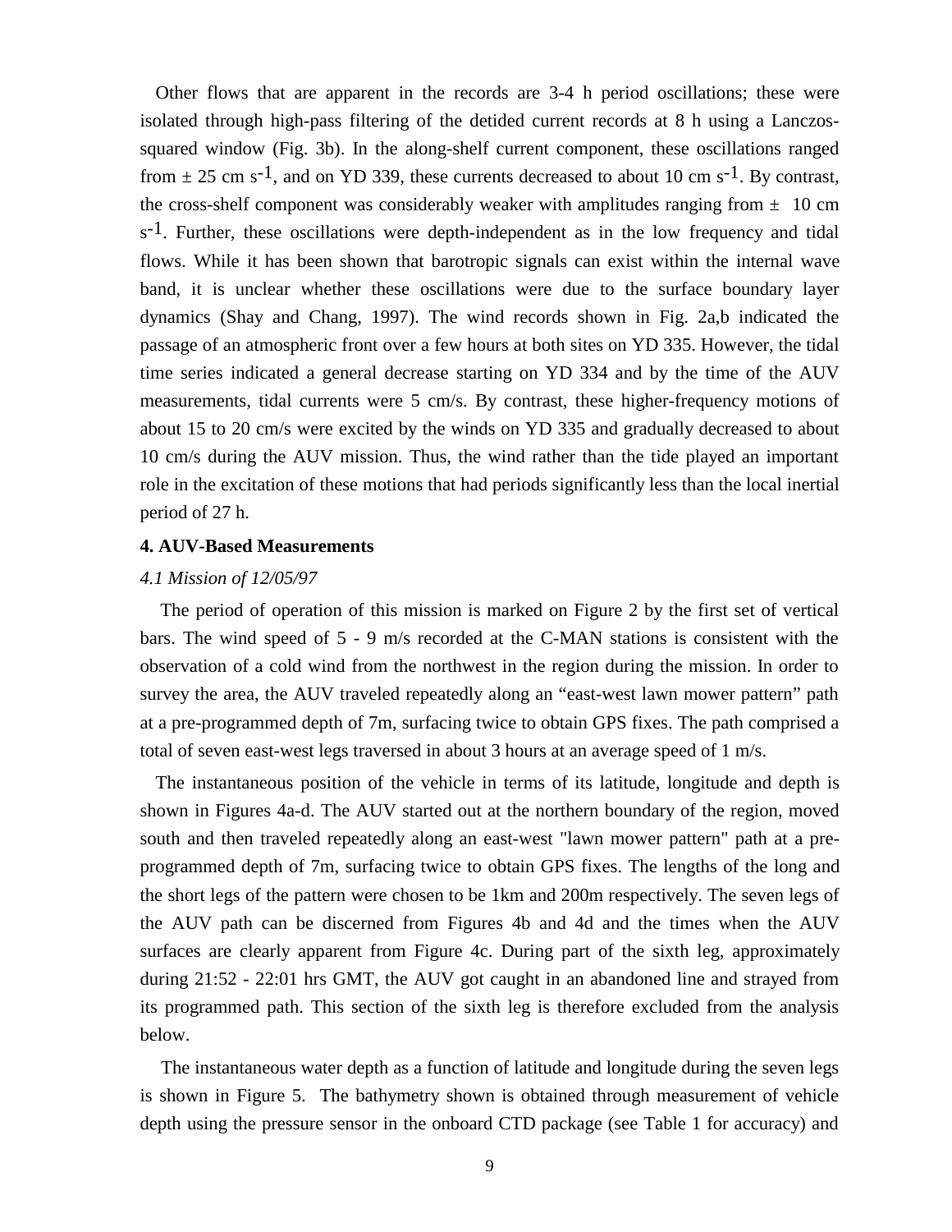Other flows that are apparent in the records are 3-4 h period oscillations; these were isolated through high-pass filtering of the detided current records at 8 h using a Lanczos-squared window (Fig. 3b). In the along-shelf current component, these oscillations ranged from ± 25 cm $s^{-1}$, and on YD 339, these currents decreased to about 10 cm $s^{-1}$. By contrast, the cross-shelf component was considerably weaker with amplitudes ranging from ± 10 cm $s^{-1}$. Further, these oscillations were depth-independent as in the low frequency and tidal flows. While it has been shown that barotropic signals can exist within the internal wave band, it is unclear whether these oscillations were due to the surface boundary layer dynamics (Shay and Chang, 1997). The wind records shown in Fig. 2a,b indicated the passage of an atmospheric front over a few hours at both sites on YD 335. However, the tidal time series indicated a general decrease starting on YD 334 and by the time of the AUV measurements, tidal currents were 5 cm/s. By contrast, these higher-frequency motions of about 15 to 20 cm/s were excited by the winds on YD 335 and gradually decreased to about 10 cm/s during the AUV mission. Thus, the wind rather than the tide played an important role in the excitation of these motions that had periods significantly less than the local inertial period of 27 h.

## 4. AUV-Based Measurements

### *4.1 Mission of 12/05/97*

The period of operation of this mission is marked on Figure 2 by the first set of vertical bars. The wind speed of 5 - 9 m/s recorded at the C-MAN stations is consistent with the observation of a cold wind from the northwest in the region during the mission. In order to survey the area, the AUV traveled repeatedly along an "east-west lawn mower pattern" path at a pre-programmed depth of 7m, surfacing twice to obtain GPS fixes. The path comprised a total of seven east-west legs traversed in about 3 hours at an average speed of 1 m/s.

The instantaneous position of the vehicle in terms of its latitude, longitude and depth is shown in Figures 4a-d. The AUV started out at the northern boundary of the region, moved south and then traveled repeatedly along an east-west "lawn mower pattern" path at a pre-programmed depth of 7m, surfacing twice to obtain GPS fixes. The lengths of the long and the short legs of the pattern were chosen to be 1km and 200m respectively. The seven legs of the AUV path can be discerned from Figures 4b and 4d and the times when the AUV surfaces are clearly apparent from Figure 4c. During part of the sixth leg, approximately during 21:52 - 22:01 hrs GMT, the AUV got caught in an abandoned line and strayed from its programmed path. This section of the sixth leg is therefore excluded from the analysis below.

The instantaneous water depth as a function of latitude and longitude during the seven legs is shown in Figure 5. The bathymetry shown is obtained through measurement of vehicle depth using the pressure sensor in the onboard CTD package (see Table 1 for accuracy) and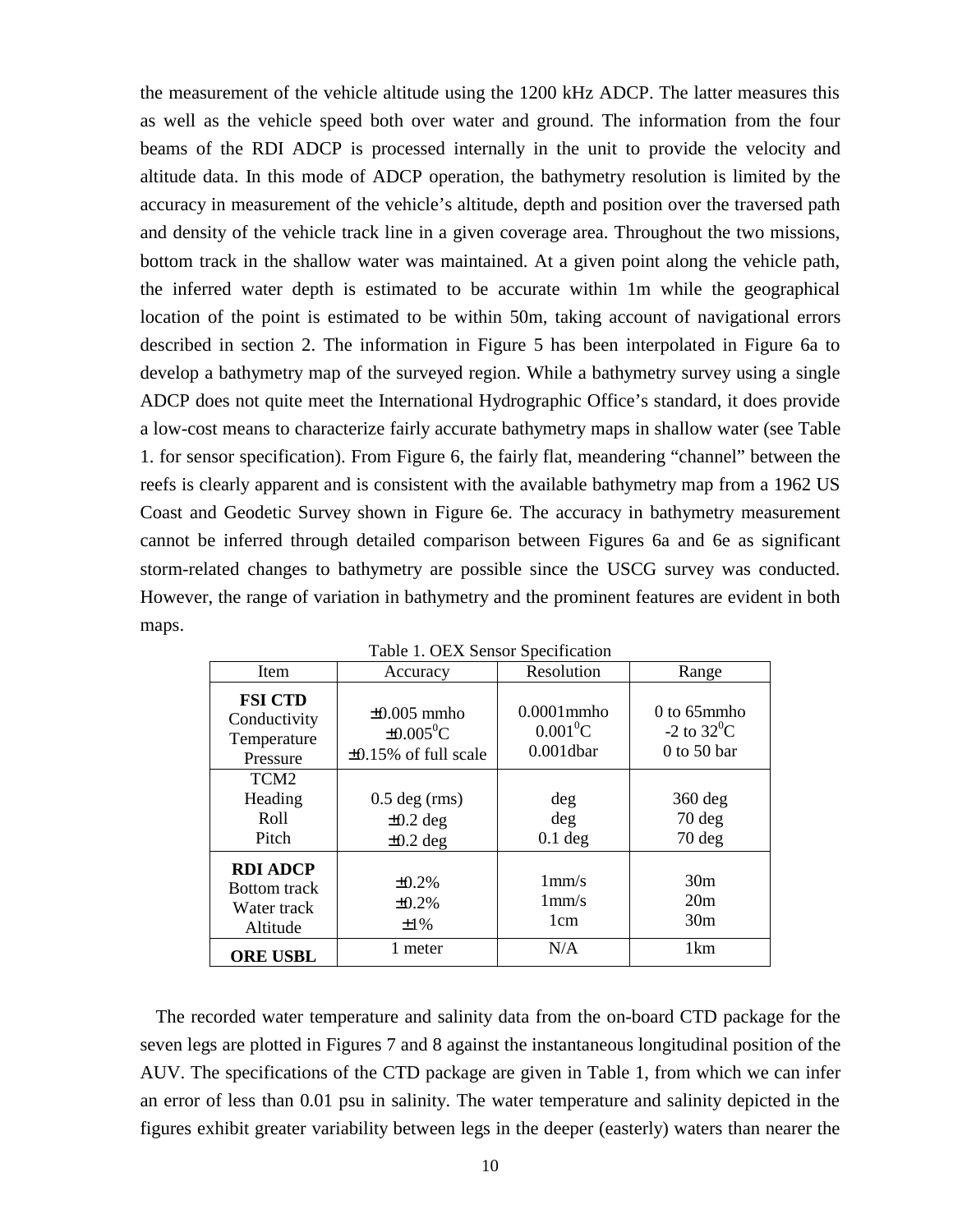the measurement of the vehicle altitude using the 1200 kHz ADCP. The latter measures this as well as the vehicle speed both over water and ground. The information from the four beams of the RDI ADCP is processed internally in the unit to provide the velocity and altitude data. In this mode of ADCP operation, the bathymetry resolution is limited by the accuracy in measurement of the vehicle's altitude, depth and position over the traversed path and density of the vehicle track line in a given coverage area. Throughout the two missions, bottom track in the shallow water was maintained. At a given point along the vehicle path, the inferred water depth is estimated to be accurate within 1m while the geographical location of the point is estimated to be within 50m, taking account of navigational errors described in section 2. The information in Figure 5 has been interpolated in Figure 6a to develop a bathymetry map of the surveyed region. While a bathymetry survey using a single ADCP does not quite meet the International Hydrographic Office's standard, it does provide a low-cost means to characterize fairly accurate bathymetry maps in shallow water (see Table 1. for sensor specification). From Figure 6, the fairly flat, meandering "channel" between the reefs is clearly apparent and is consistent with the available bathymetry map from a 1962 US Coast and Geodetic Survey shown in Figure 6e. The accuracy in bathymetry measurement cannot be inferred through detailed comparison between Figures 6a and 6e as significant storm-related changes to bathymetry are possible since the USCG survey was conducted. However, the range of variation in bathymetry and the prominent features are evident in both maps.

Table 1. OEX Sensor Specification

| Item | Accuracy | Resolution | Range |
|---|---|---|---|
| **FSI CTD**<br>Conductivity<br>Temperature<br>Pressure | ±0.005 mmho<br>±0.005$^0$C<br>±0.15% of full scale | 0.0001mmho<br>0.001$^0$C<br>0.001dbar | 0 to 65mmho<br>-2 to 32$^0$C<br>0 to 50 bar |
| TCM2<br>Heading<br>Roll<br>Pitch | 0.5 deg (rms)<br>±0.2 deg<br>±0.2 deg | deg<br>deg<br>0.1 deg | 360 deg<br>70 deg<br>70 deg |
| **RDI ADCP**<br>Bottom track<br>Water track<br>Altitude | ±0.2%<br>±0.2%<br>±1% | 1mm/s<br>1mm/s<br>1cm | 30m<br>20m<br>30m |
| **ORE USBL** | 1 meter | N/A | 1km |

The recorded water temperature and salinity data from the on-board CTD package for the seven legs are plotted in Figures 7 and 8 against the instantaneous longitudinal position of the AUV. The specifications of the CTD package are given in Table 1, from which we can infer an error of less than 0.01 psu in salinity. The water temperature and salinity depicted in the figures exhibit greater variability between legs in the deeper (easterly) waters than nearer the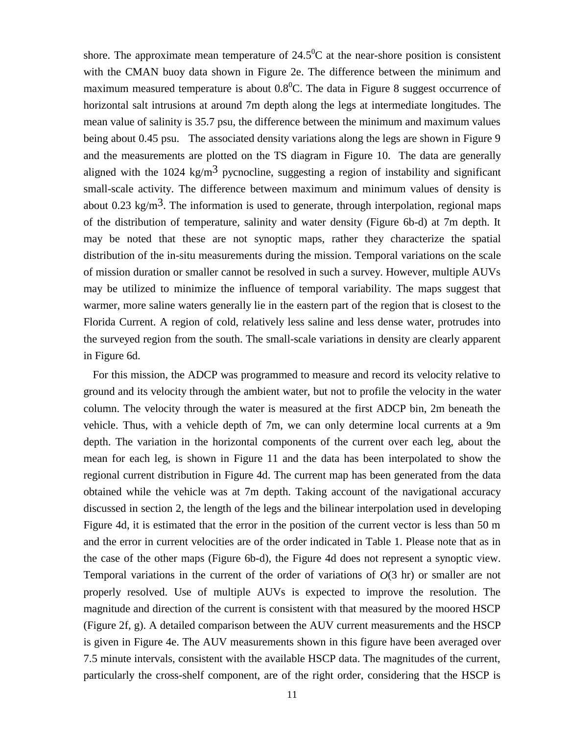shore. The approximate mean temperature of $24.5^0$C at the near-shore position is consistent with the CMAN buoy data shown in Figure 2e. The difference between the minimum and maximum measured temperature is about $0.8^0$C. The data in Figure 8 suggest occurrence of horizontal salt intrusions at around 7m depth along the legs at intermediate longitudes. The mean value of salinity is 35.7 psu, the difference between the minimum and maximum values being about 0.45 psu. The associated density variations along the legs are shown in Figure 9 and the measurements are plotted on the TS diagram in Figure 10. The data are generally aligned with the 1024 kg/m$^3$ pycnocline, suggesting a region of instability and significant small-scale activity. The difference between maximum and minimum values of density is about 0.23 kg/m$^3$. The information is used to generate, through interpolation, regional maps of the distribution of temperature, salinity and water density (Figure 6b-d) at 7m depth. It may be noted that these are not synoptic maps, rather they characterize the spatial distribution of the in-situ measurements during the mission. Temporal variations on the scale of mission duration or smaller cannot be resolved in such a survey. However, multiple AUVs may be utilized to minimize the influence of temporal variability. The maps suggest that warmer, more saline waters generally lie in the eastern part of the region that is closest to the Florida Current. A region of cold, relatively less saline and less dense water, protrudes into the surveyed region from the south. The small-scale variations in density are clearly apparent in Figure 6d.

For this mission, the ADCP was programmed to measure and record its velocity relative to ground and its velocity through the ambient water, but not to profile the velocity in the water column. The velocity through the water is measured at the first ADCP bin, 2m beneath the vehicle. Thus, with a vehicle depth of 7m, we can only determine local currents at a 9m depth. The variation in the horizontal components of the current over each leg, about the mean for each leg, is shown in Figure 11 and the data has been interpolated to show the regional current distribution in Figure 4d. The current map has been generated from the data obtained while the vehicle was at 7m depth. Taking account of the navigational accuracy discussed in section 2, the length of the legs and the bilinear interpolation used in developing Figure 4d, it is estimated that the error in the position of the current vector is less than 50 m and the error in current velocities are of the order indicated in Table 1. Please note that as in the case of the other maps (Figure 6b-d), the Figure 4d does not represent a synoptic view. Temporal variations in the current of the order of variations of $O$(3 hr) or smaller are not properly resolved. Use of multiple AUVs is expected to improve the resolution. The magnitude and direction of the current is consistent with that measured by the moored HSCP (Figure 2f, g). A detailed comparison between the AUV current measurements and the HSCP is given in Figure 4e. The AUV measurements shown in this figure have been averaged over 7.5 minute intervals, consistent with the available HSCP data. The magnitudes of the current, particularly the cross-shelf component, are of the right order, considering that the HSCP is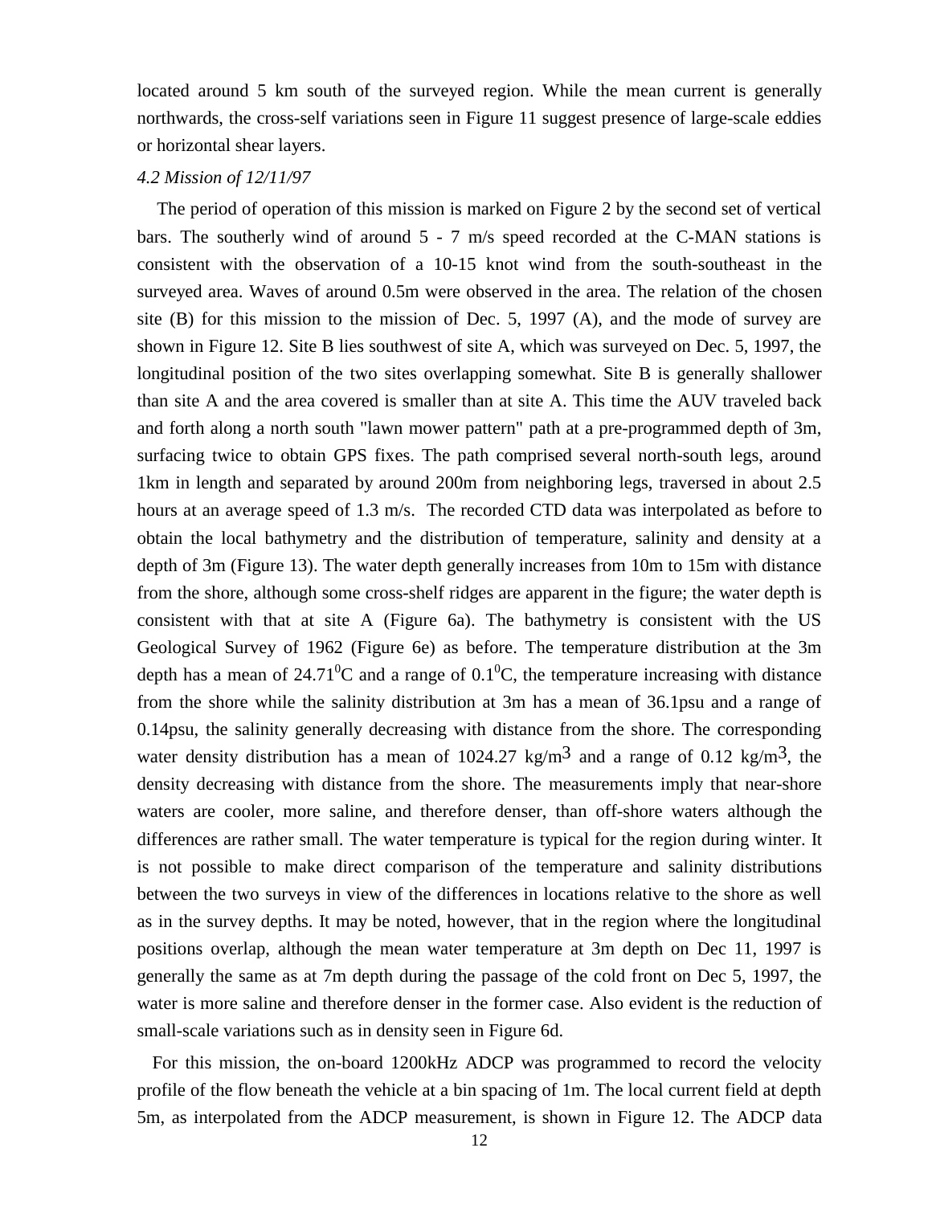located around 5 km south of the surveyed region. While the mean current is generally northwards, the cross-self variations seen in Figure 11 suggest presence of large-scale eddies or horizontal shear layers.

*4.2 Mission of 12/11/97*

The period of operation of this mission is marked on Figure 2 by the second set of vertical bars. The southerly wind of around 5 - 7 m/s speed recorded at the C-MAN stations is consistent with the observation of a 10-15 knot wind from the south-southeast in the surveyed area. Waves of around 0.5m were observed in the area. The relation of the chosen site (B) for this mission to the mission of Dec. 5, 1997 (A), and the mode of survey are shown in Figure 12. Site B lies southwest of site A, which was surveyed on Dec. 5, 1997, the longitudinal position of the two sites overlapping somewhat. Site B is generally shallower than site A and the area covered is smaller than at site A. This time the AUV traveled back and forth along a north south "lawn mower pattern" path at a pre-programmed depth of 3m, surfacing twice to obtain GPS fixes. The path comprised several north-south legs, around 1km in length and separated by around 200m from neighboring legs, traversed in about 2.5 hours at an average speed of 1.3 m/s. The recorded CTD data was interpolated as before to obtain the local bathymetry and the distribution of temperature, salinity and density at a depth of 3m (Figure 13). The water depth generally increases from 10m to 15m with distance from the shore, although some cross-shelf ridges are apparent in the figure; the water depth is consistent with that at site A (Figure 6a). The bathymetry is consistent with the US Geological Survey of 1962 (Figure 6e) as before. The temperature distribution at the 3m depth has a mean of $24.71^0$C and a range of $0.1^0$C, the temperature increasing with distance from the shore while the salinity distribution at 3m has a mean of 36.1psu and a range of 0.14psu, the salinity generally decreasing with distance from the shore. The corresponding water density distribution has a mean of 1024.27 kg/m$^3$ and a range of 0.12 kg/m$^3$, the density decreasing with distance from the shore. The measurements imply that near-shore waters are cooler, more saline, and therefore denser, than off-shore waters although the differences are rather small. The water temperature is typical for the region during winter. It is not possible to make direct comparison of the temperature and salinity distributions between the two surveys in view of the differences in locations relative to the shore as well as in the survey depths. It may be noted, however, that in the region where the longitudinal positions overlap, although the mean water temperature at 3m depth on Dec 11, 1997 is generally the same as at 7m depth during the passage of the cold front on Dec 5, 1997, the water is more saline and therefore denser in the former case. Also evident is the reduction of small-scale variations such as in density seen in Figure 6d.

For this mission, the on-board 1200kHz ADCP was programmed to record the velocity profile of the flow beneath the vehicle at a bin spacing of 1m. The local current field at depth 5m, as interpolated from the ADCP measurement, is shown in Figure 12. The ADCP data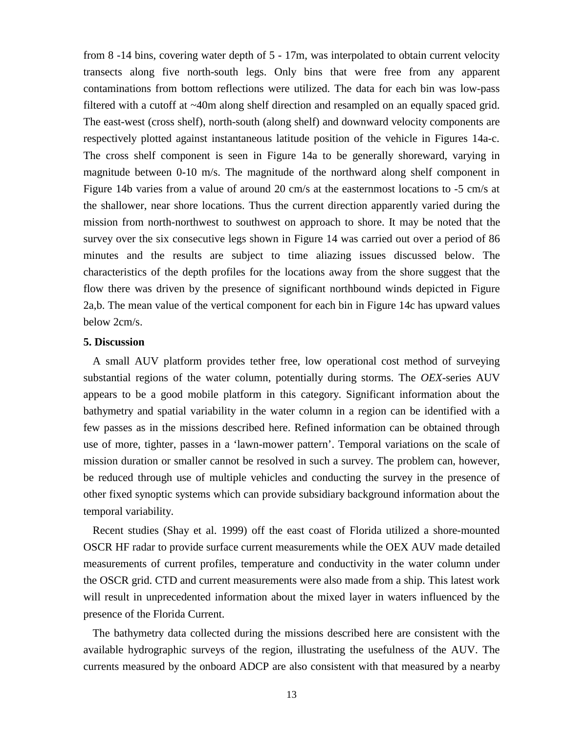from 8 -14 bins, covering water depth of 5 - 17m, was interpolated to obtain current velocity transects along five north-south legs. Only bins that were free from any apparent contaminations from bottom reflections were utilized. The data for each bin was low-pass filtered with a cutoff at ~40m along shelf direction and resampled on an equally spaced grid. The east-west (cross shelf), north-south (along shelf) and downward velocity components are respectively plotted against instantaneous latitude position of the vehicle in Figures 14a-c. The cross shelf component is seen in Figure 14a to be generally shoreward, varying in magnitude between 0-10 m/s. The magnitude of the northward along shelf component in Figure 14b varies from a value of around 20 cm/s at the easternmost locations to -5 cm/s at the shallower, near shore locations. Thus the current direction apparently varied during the mission from north-northwest to southwest on approach to shore. It may be noted that the survey over the six consecutive legs shown in Figure 14 was carried out over a period of 86 minutes and the results are subject to time aliazing issues discussed below. The characteristics of the depth profiles for the locations away from the shore suggest that the flow there was driven by the presence of significant northbound winds depicted in Figure 2a,b. The mean value of the vertical component for each bin in Figure 14c has upward values below 2cm/s.

## 5. Discussion

A small AUV platform provides tether free, low operational cost method of surveying substantial regions of the water column, potentially during storms. The *OEX*-series AUV appears to be a good mobile platform in this category. Significant information about the bathymetry and spatial variability in the water column in a region can be identified with a few passes as in the missions described here. Refined information can be obtained through use of more, tighter, passes in a 'lawn-mower pattern'. Temporal variations on the scale of mission duration or smaller cannot be resolved in such a survey. The problem can, however, be reduced through use of multiple vehicles and conducting the survey in the presence of other fixed synoptic systems which can provide subsidiary background information about the temporal variability.

Recent studies (Shay et al. 1999) off the east coast of Florida utilized a shore-mounted OSCR HF radar to provide surface current measurements while the OEX AUV made detailed measurements of current profiles, temperature and conductivity in the water column under the OSCR grid. CTD and current measurements were also made from a ship. This latest work will result in unprecedented information about the mixed layer in waters influenced by the presence of the Florida Current.

The bathymetry data collected during the missions described here are consistent with the available hydrographic surveys of the region, illustrating the usefulness of the AUV. The currents measured by the onboard ADCP are also consistent with that measured by a nearby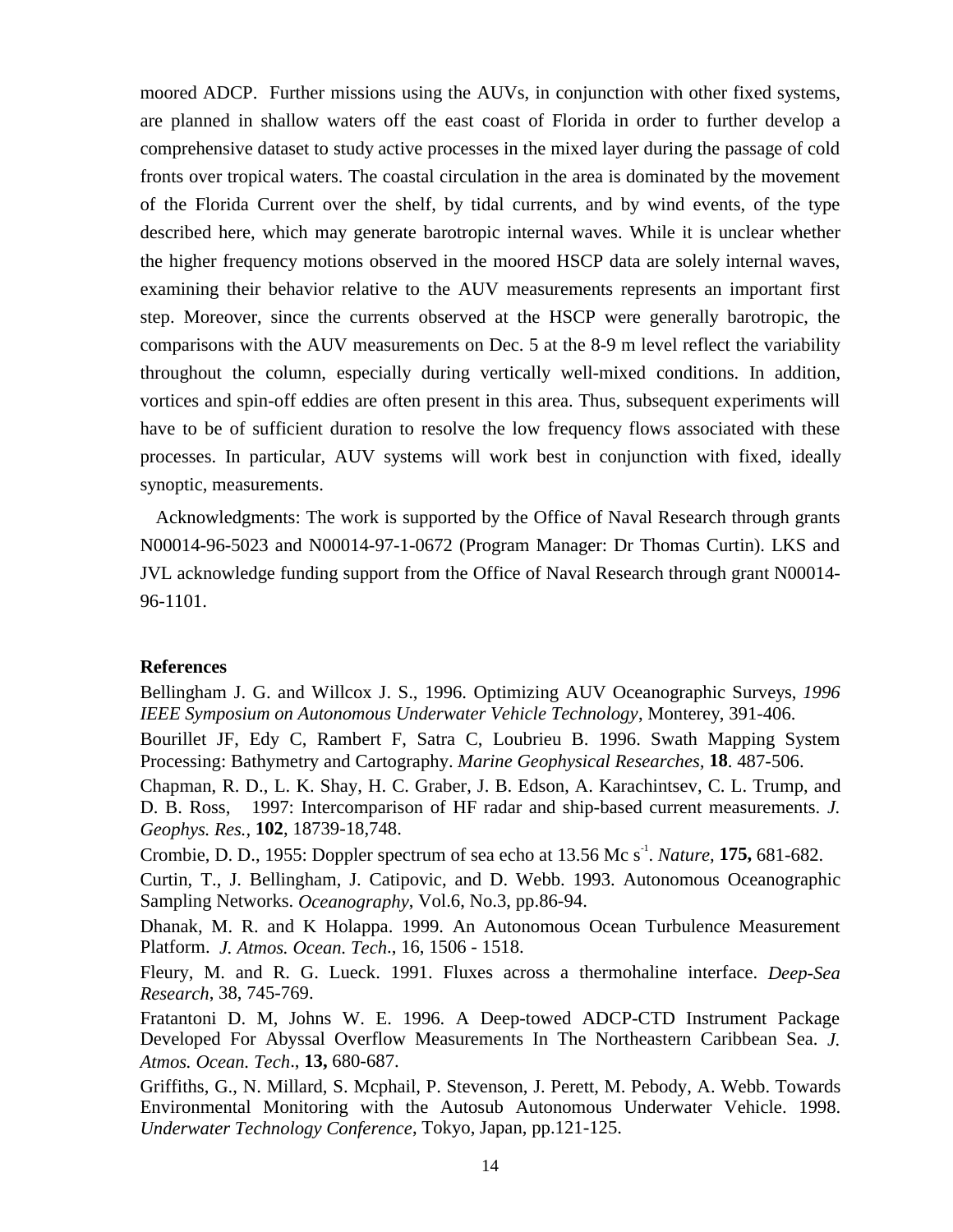moored ADCP. Further missions using the AUVs, in conjunction with other fixed systems, are planned in shallow waters off the east coast of Florida in order to further develop a comprehensive dataset to study active processes in the mixed layer during the passage of cold fronts over tropical waters. The coastal circulation in the area is dominated by the movement of the Florida Current over the shelf, by tidal currents, and by wind events, of the type described here, which may generate barotropic internal waves. While it is unclear whether the higher frequency motions observed in the moored HSCP data are solely internal waves, examining their behavior relative to the AUV measurements represents an important first step. Moreover, since the currents observed at the HSCP were generally barotropic, the comparisons with the AUV measurements on Dec. 5 at the 8-9 m level reflect the variability throughout the column, especially during vertically well-mixed conditions. In addition, vortices and spin-off eddies are often present in this area. Thus, subsequent experiments will have to be of sufficient duration to resolve the low frequency flows associated with these processes. In particular, AUV systems will work best in conjunction with fixed, ideally synoptic, measurements.

Acknowledgments: The work is supported by the Office of Naval Research through grants N00014-96-5023 and N00014-97-1-0672 (Program Manager: Dr Thomas Curtin). LKS and JVL acknowledge funding support from the Office of Naval Research through grant N00014-96-1101.

## References

Bellingham J. G. and Willcox J. S., 1996. Optimizing AUV Oceanographic Surveys, *1996 IEEE Symposium on Autonomous Underwater Vehicle Technology*, Monterey, 391-406.

Bourillet JF, Edy C, Rambert F, Satra C, Loubrieu B. 1996. Swath Mapping System Processing: Bathymetry and Cartography. *Marine Geophysical Researches*, **18**. 487-506.

Chapman, R. D., L. K. Shay, H. C. Graber, J. B. Edson, A. Karachintsev, C. L. Trump, and D. B. Ross, 1997: Intercomparison of HF radar and ship-based current measurements. *J. Geophys. Res.*, **102**, 18739-18,748.

Crombie, D. D., 1955: Doppler spectrum of sea echo at 13.56 Mc $s^{-1}$. *Nature*, **175,** 681-682.

Curtin, T., J. Bellingham, J. Catipovic, and D. Webb. 1993. Autonomous Oceanographic Sampling Networks. *Oceanography*, Vol.6, No.3, pp.86-94.

Dhanak, M. R. and K Holappa. 1999. An Autonomous Ocean Turbulence Measurement Platform. *J. Atmos. Ocean. Tech*., 16, 1506 - 1518.

Fleury, M. and R. G. Lueck. 1991. Fluxes across a thermohaline interface. *Deep-Sea Research*, 38, 745-769.

Fratantoni D. M, Johns W. E. 1996. A Deep-towed ADCP-CTD Instrument Package Developed For Abyssal Overflow Measurements In The Northeastern Caribbean Sea. *J. Atmos. Ocean. Tech*., **13,** 680-687.

Griffiths, G., N. Millard, S. Mcphail, P. Stevenson, J. Perett, M. Pebody, A. Webb. Towards Environmental Monitoring with the Autosub Autonomous Underwater Vehicle. 1998. *Underwater Technology Conference*, Tokyo, Japan, pp.121-125.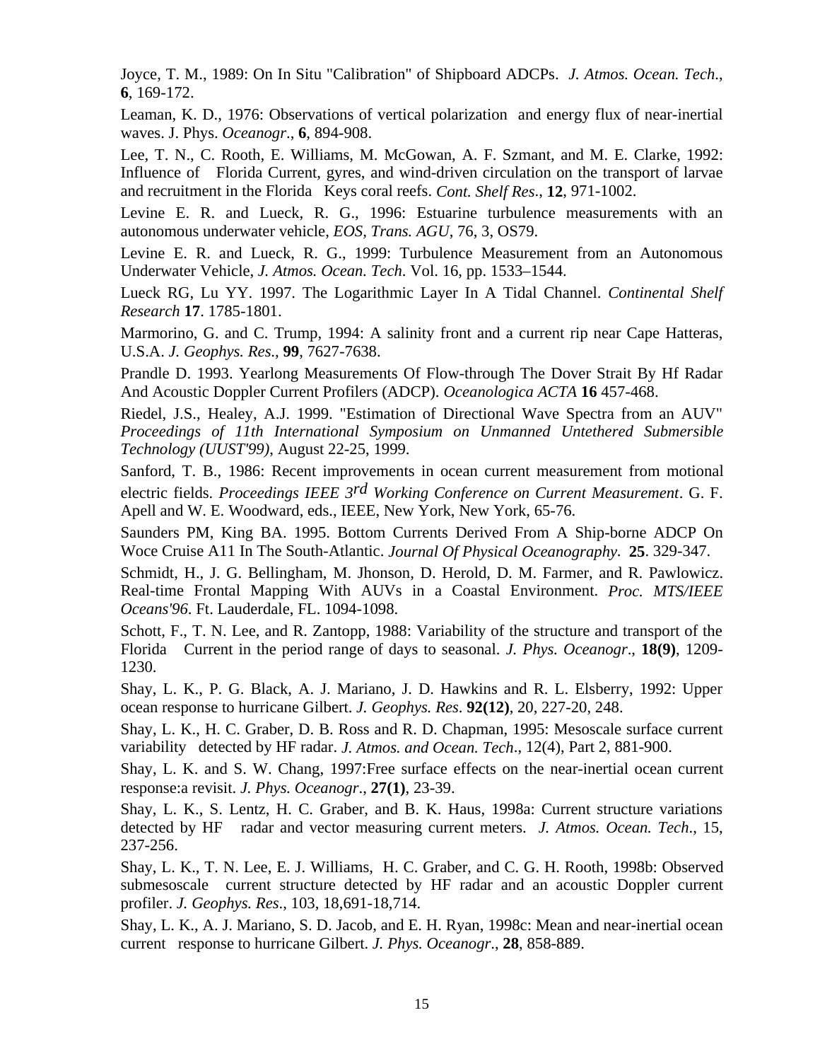Joyce, T. M., 1989: On In Situ "Calibration" of Shipboard ADCPs. *J. Atmos. Ocean. Tech*., **6**, 169-172.

Leaman, K. D., 1976: Observations of vertical polarization and energy flux of near-inertial waves. J. Phys. *Oceanogr*., **6**, 894-908.

Lee, T. N., C. Rooth, E. Williams, M. McGowan, A. F. Szmant, and M. E. Clarke, 1992: Influence of Florida Current, gyres, and wind-driven circulation on the transport of larvae and recruitment in the Florida Keys coral reefs. *Cont. Shelf Res*., **12**, 971-1002.

Levine E. R. and Lueck, R. G., 1996: Estuarine turbulence measurements with an autonomous underwater vehicle, *EOS*, *Trans. AGU*, 76, 3, OS79.

Levine E. R. and Lueck, R. G., 1999: Turbulence Measurement from an Autonomous Underwater Vehicle, *J. Atmos. Ocean. Tech*. Vol. 16, pp. 1533–1544.

Lueck RG, Lu YY. 1997. The Logarithmic Layer In A Tidal Channel. *Continental Shelf Research* **17**. 1785-1801.

Marmorino, G. and C. Trump, 1994: A salinity front and a current rip near Cape Hatteras, U.S.A. *J. Geophys. Res*., **99**, 7627-7638.

Prandle D. 1993. Yearlong Measurements Of Flow-through The Dover Strait By Hf Radar And Acoustic Doppler Current Profilers (ADCP). *Oceanologica ACTA* **16** 457-468.

Riedel, J.S., Healey, A.J. 1999. "Estimation of Directional Wave Spectra from an AUV" *Proceedings of 11th International Symposium on Unmanned Untethered Submersible Technology (UUST'99)*, August 22-25, 1999.

Sanford, T. B., 1986: Recent improvements in ocean current measurement from motional electric fields. *Proceedings IEEE 3rd Working Conference on Current Measurement*. G. F. Apell and W. E. Woodward, eds., IEEE, New York, New York, 65-76.

Saunders PM, King BA. 1995. Bottom Currents Derived From A Ship-borne ADCP On Woce Cruise A11 In The South-Atlantic. *Journal Of Physical Oceanography*. **25**. 329-347.

Schmidt, H., J. G. Bellingham, M. Jhonson, D. Herold, D. M. Farmer, and R. Pawlowicz. Real-time Frontal Mapping With AUVs in a Coastal Environment. *Proc. MTS/IEEE Oceans'96*. Ft. Lauderdale, FL. 1094-1098.

Schott, F., T. N. Lee, and R. Zantopp, 1988: Variability of the structure and transport of the Florida Current in the period range of days to seasonal. *J. Phys. Oceanogr*., **18(9)**, 1209-1230.

Shay, L. K., P. G. Black, A. J. Mariano, J. D. Hawkins and R. L. Elsberry, 1992: Upper ocean response to hurricane Gilbert. *J. Geophys. Res*. **92(12)**, 20, 227-20, 248.

Shay, L. K., H. C. Graber, D. B. Ross and R. D. Chapman, 1995: Mesoscale surface current variability detected by HF radar. *J. Atmos. and Ocean. Tech*., 12(4), Part 2, 881-900.

Shay, L. K. and S. W. Chang, 1997:Free surface effects on the near-inertial ocean current response:a revisit. *J. Phys. Oceanogr*., **27(1)**, 23-39.

Shay, L. K., S. Lentz, H. C. Graber, and B. K. Haus, 1998a: Current structure variations detected by HF radar and vector measuring current meters. *J. Atmos. Ocean. Tech*., 15, 237-256.

Shay, L. K., T. N. Lee, E. J. Williams, H. C. Graber, and C. G. H. Rooth, 1998b: Observed submesoscale current structure detected by HF radar and an acoustic Doppler current profiler. *J. Geophys. Res*., 103, 18,691-18,714.

Shay, L. K., A. J. Mariano, S. D. Jacob, and E. H. Ryan, 1998c: Mean and near-inertial ocean current response to hurricane Gilbert. *J. Phys. Oceanogr*., **28**, 858-889.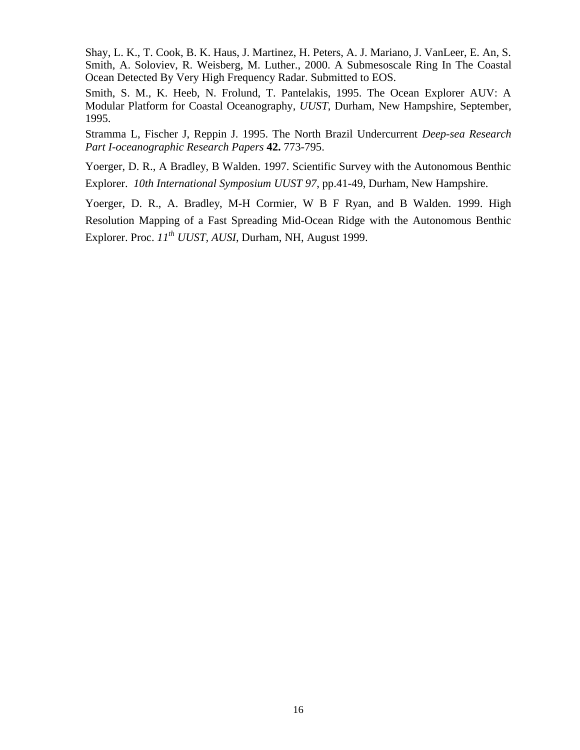Shay, L. K., T. Cook, B. K. Haus, J. Martinez, H. Peters, A. J. Mariano, J. VanLeer, E. An, S. Smith, A. Soloviev, R. Weisberg, M. Luther., 2000. A Submesoscale Ring In The Coastal Ocean Detected By Very High Frequency Radar. Submitted to EOS.

Smith, S. M., K. Heeb, N. Frolund, T. Pantelakis, 1995. The Ocean Explorer AUV: A Modular Platform for Coastal Oceanography, *UUST*, Durham, New Hampshire, September, 1995.

Stramma L, Fischer J, Reppin J. 1995. The North Brazil Undercurrent *Deep-sea Research Part I-oceanographic Research Papers* **42.** 773-795.

Yoerger, D. R., A Bradley, B Walden. 1997. Scientific Survey with the Autonomous Benthic Explorer. *10th International Symposium UUST 97*, pp.41-49, Durham, New Hampshire.

Yoerger, D. R., A. Bradley, M-H Cormier, W B F Ryan, and B Walden. 1999. High Resolution Mapping of a Fast Spreading Mid-Ocean Ridge with the Autonomous Benthic Explorer. Proc. *11th UUST, AUSI*, Durham, NH, August 1999.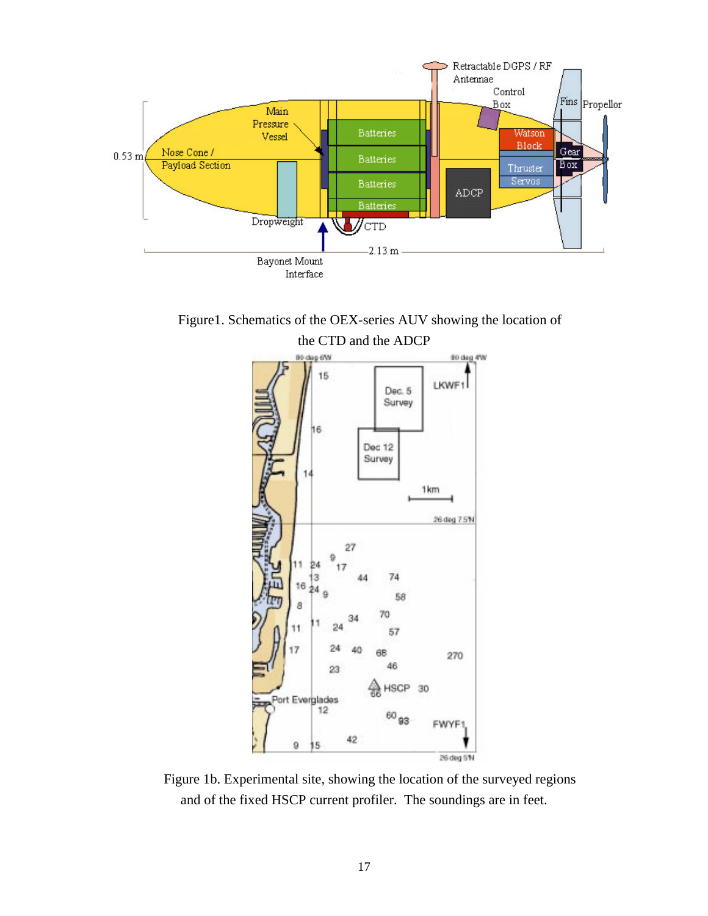Figure1. Schematics of the OEX-series AUV showing the location of the CTD and the ADCP

Figure 1b. Experimental site, showing the location of the surveyed regions and of the fixed HSCP current profiler. The soundings are in feet.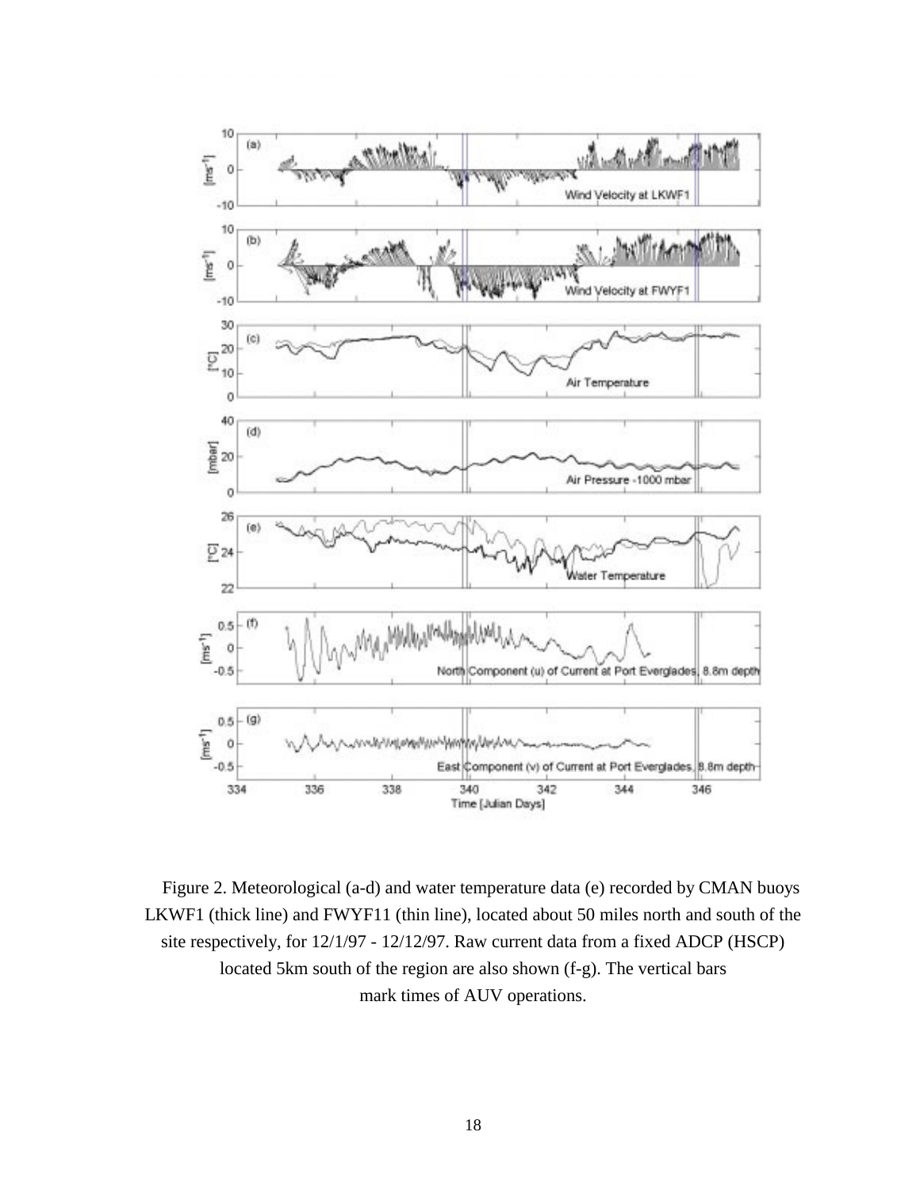Figure 2. Meteorological (a-d) and water temperature data (e) recorded by CMAN buoys LKWF1 (thick line) and FWYF11 (thin line), located about 50 miles north and south of the site respectively, for 12/1/97 - 12/12/97. Raw current data from a fixed ADCP (HSCP) located 5km south of the region are also shown (f-g). The vertical bars mark times of AUV operations.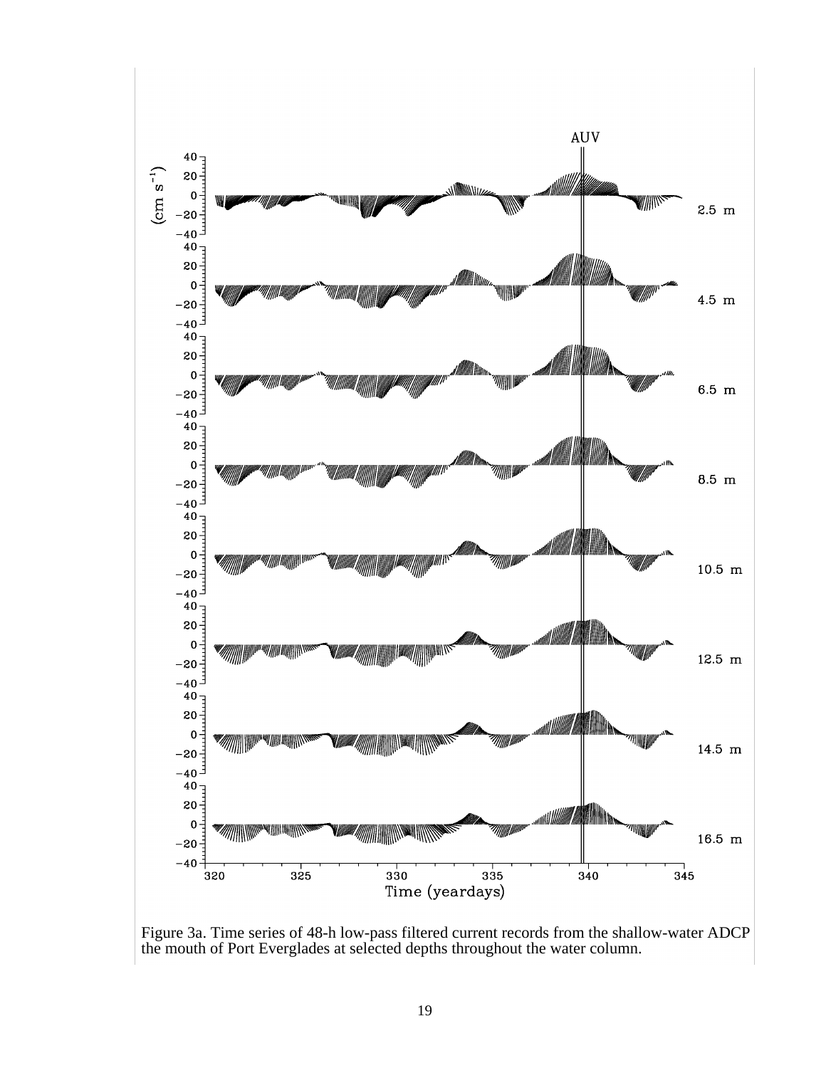Figure 3a. Time series of 48-h low-pass filtered current records from the shallow-water ADCP the mouth of Port Everglades at selected depths throughout the water column.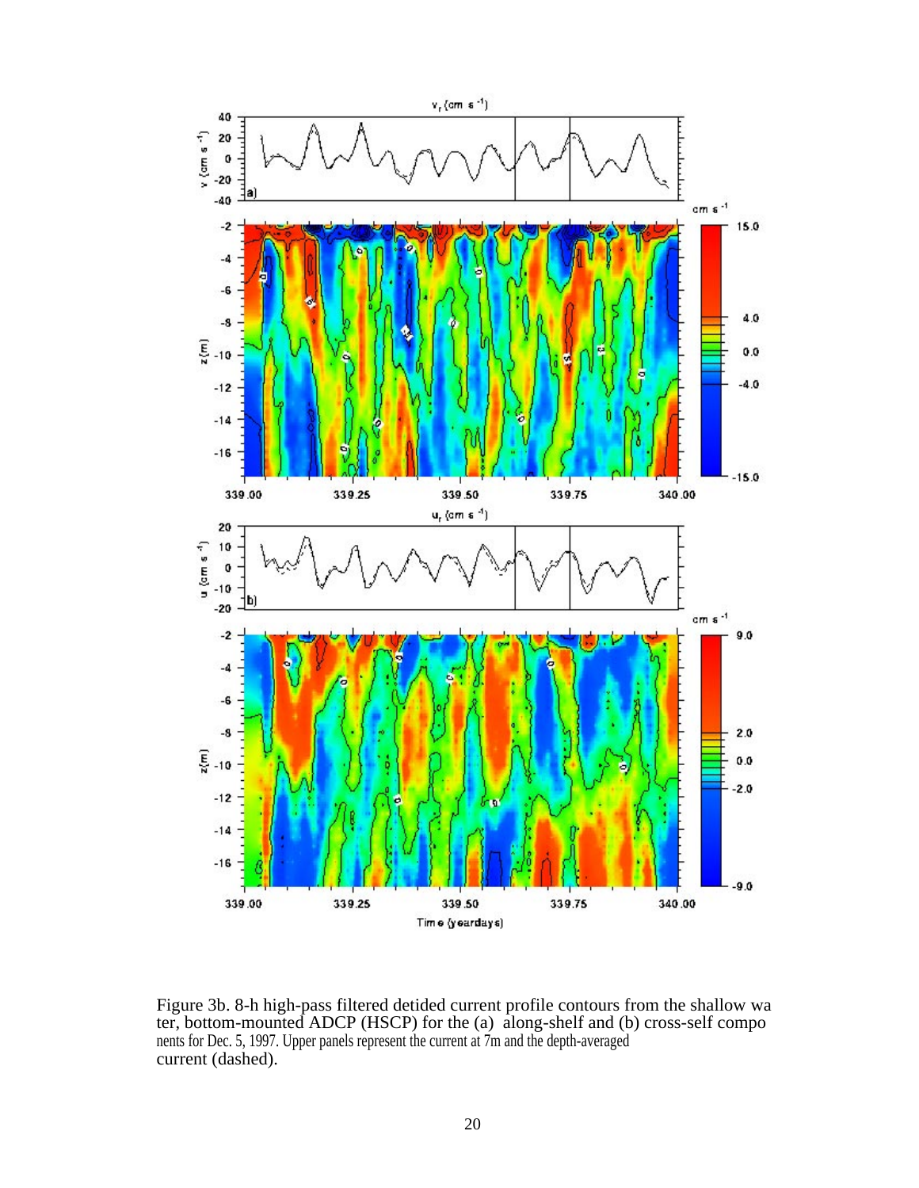Figure 3b. 8-h high-pass filtered detided current profile contours from the shallow water, bottom-mounted ADCP (HSCP) for the (a) along-shelf and (b) cross-self components for Dec. 5, 1997. Upper panels represent the current at 7m and the depth-averaged current (dashed).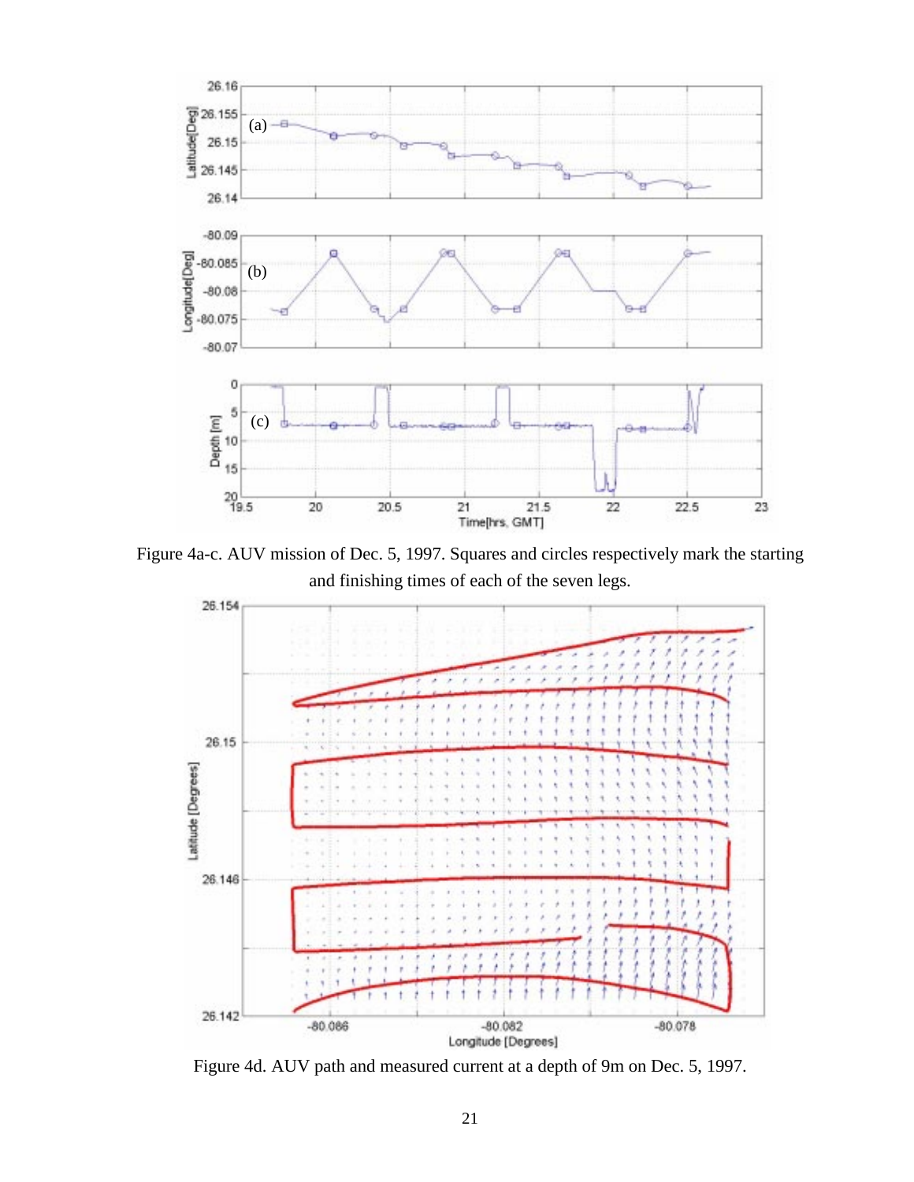Figure 4a-c. AUV mission of Dec. 5, 1997. Squares and circles respectively mark the starting and finishing times of each of the seven legs.

Figure 4d. AUV path and measured current at a depth of 9m on Dec. 5, 1997.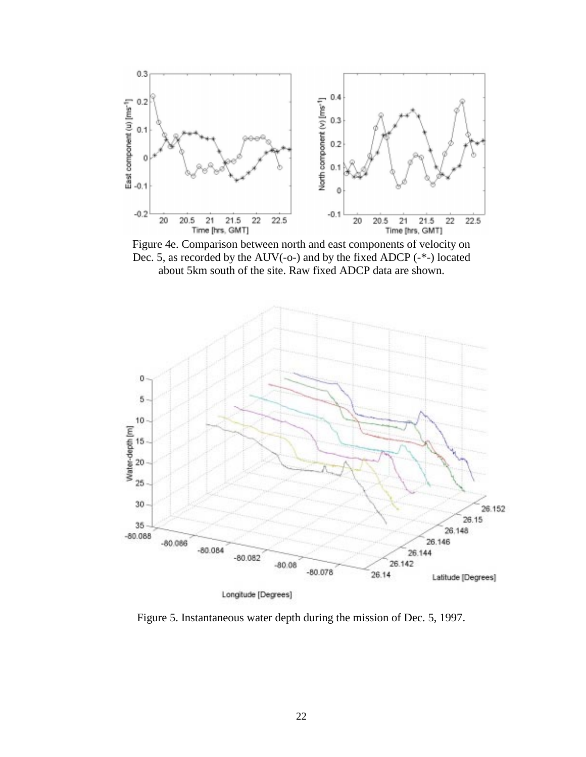Figure 4e. Comparison between north and east components of velocity on Dec. 5, as recorded by the AUV(-o-) and by the fixed ADCP (-*-) located about 5km south of the site. Raw fixed ADCP data are shown.

Figure 5. Instantaneous water depth during the mission of Dec. 5, 1997.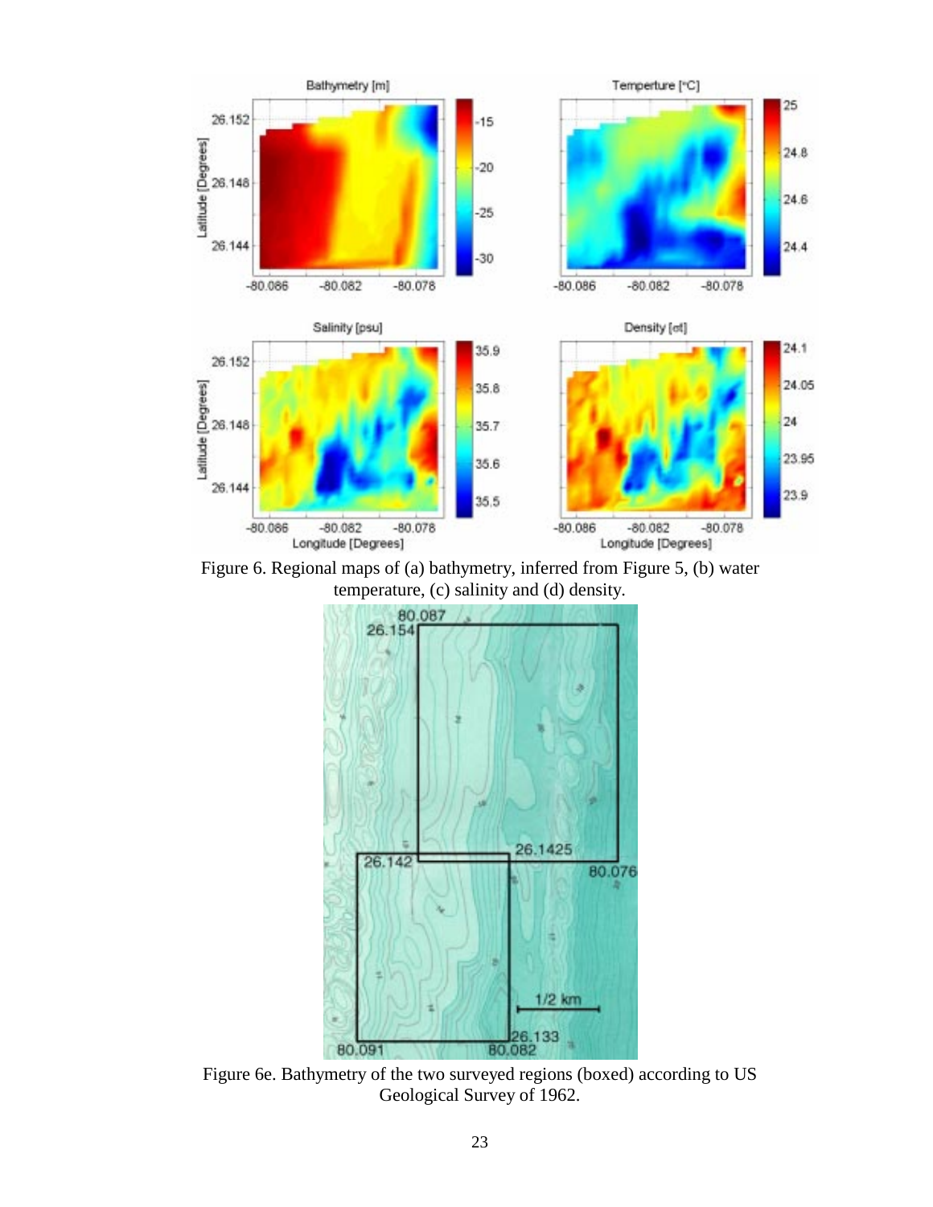Figure 6. Regional maps of (a) bathymetry, inferred from Figure 5, (b) water temperature, (c) salinity and (d) density.

Figure 6e. Bathymetry of the two surveyed regions (boxed) according to US Geological Survey of 1962.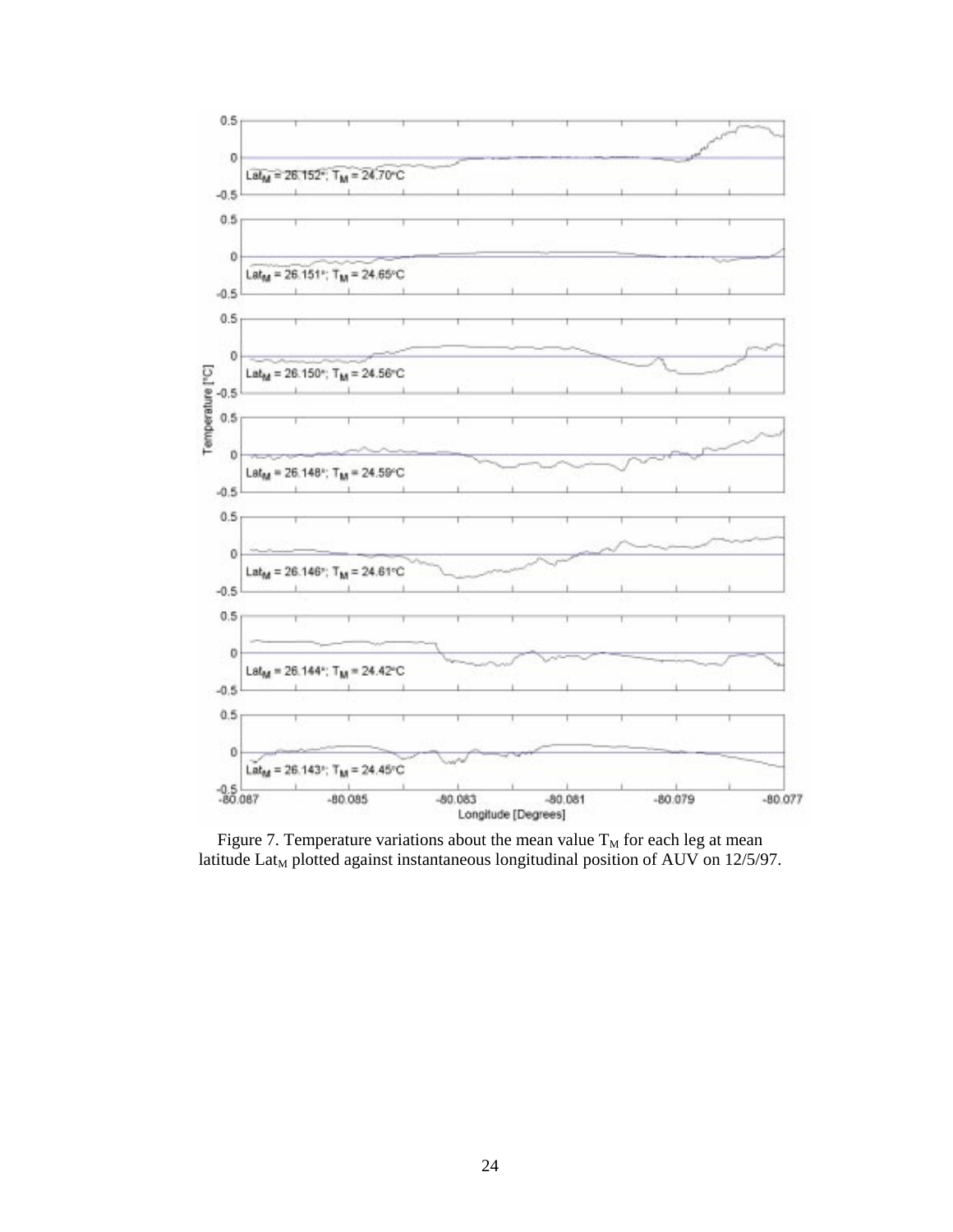Figure 7. Temperature variations about the mean value $T_M$ for each leg at mean latitude $Lat_M$ plotted against instantaneous longitudinal position of AUV on 12/5/97.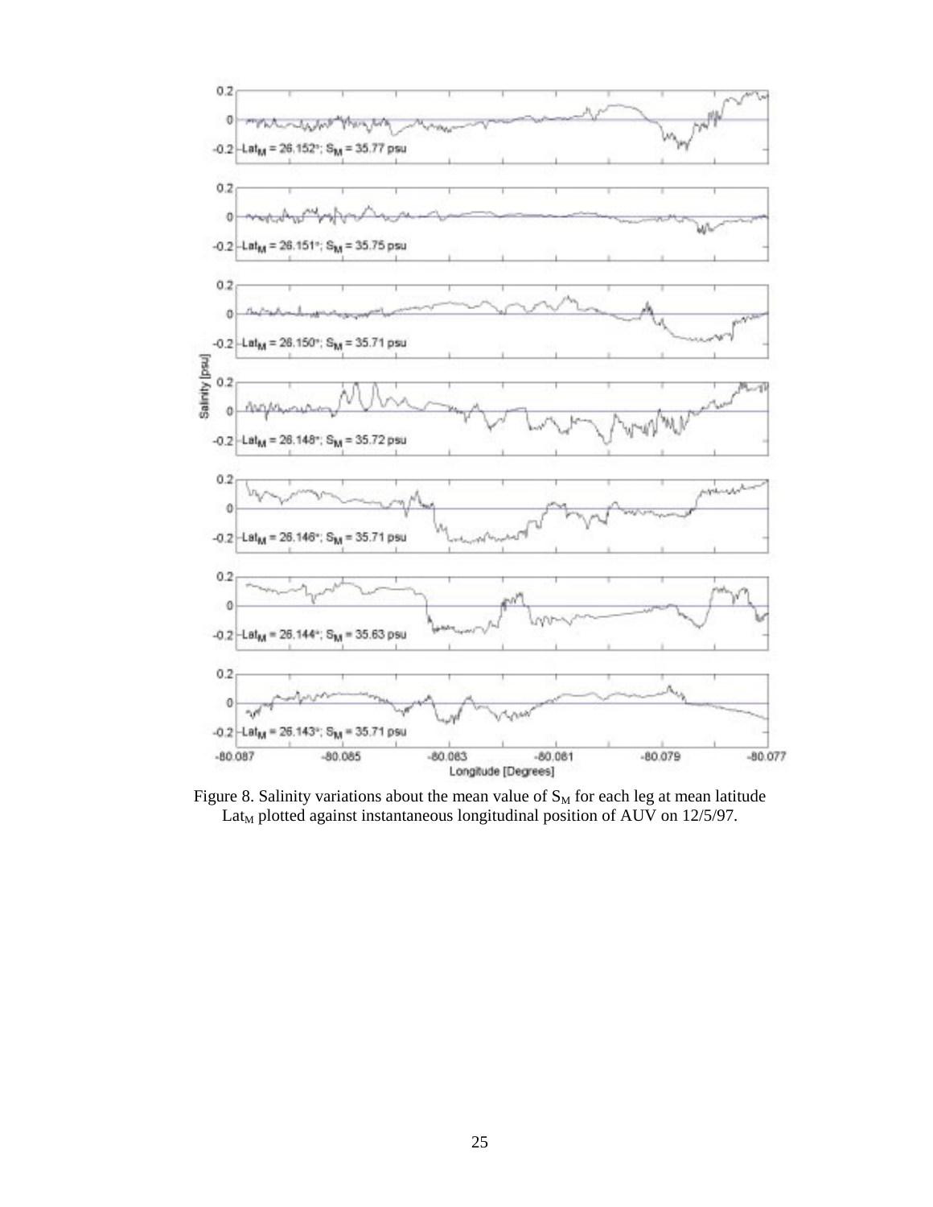Figure 8. Salinity variations about the mean value of $S_M$ for each leg at mean latitude $Lat_M$ plotted against instantaneous longitudinal position of AUV on 12/5/97.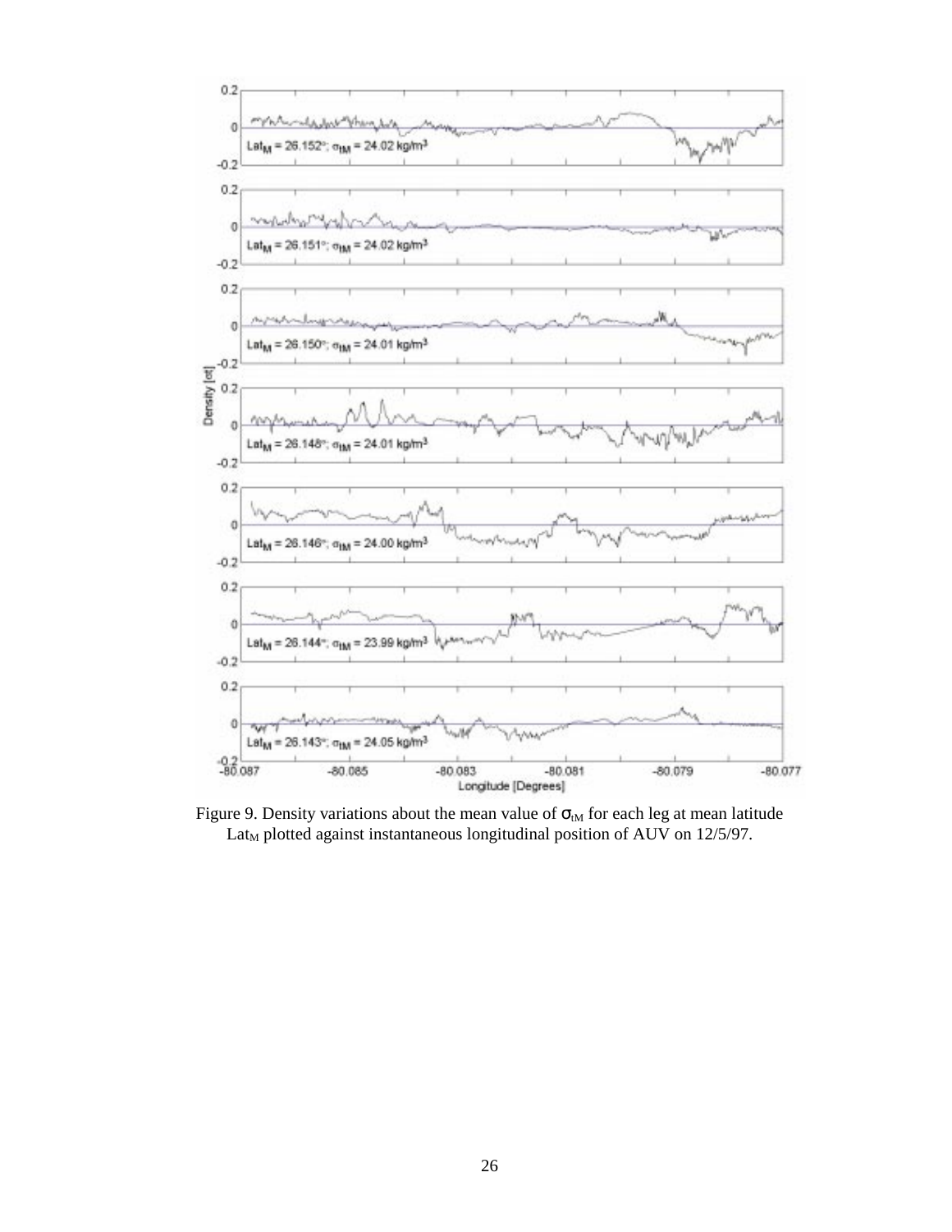Figure 9. Density variations about the mean value of $\sigma_{tM}$ for each leg at mean latitude $Lat_M$ plotted against instantaneous longitudinal position of AUV on 12/5/97.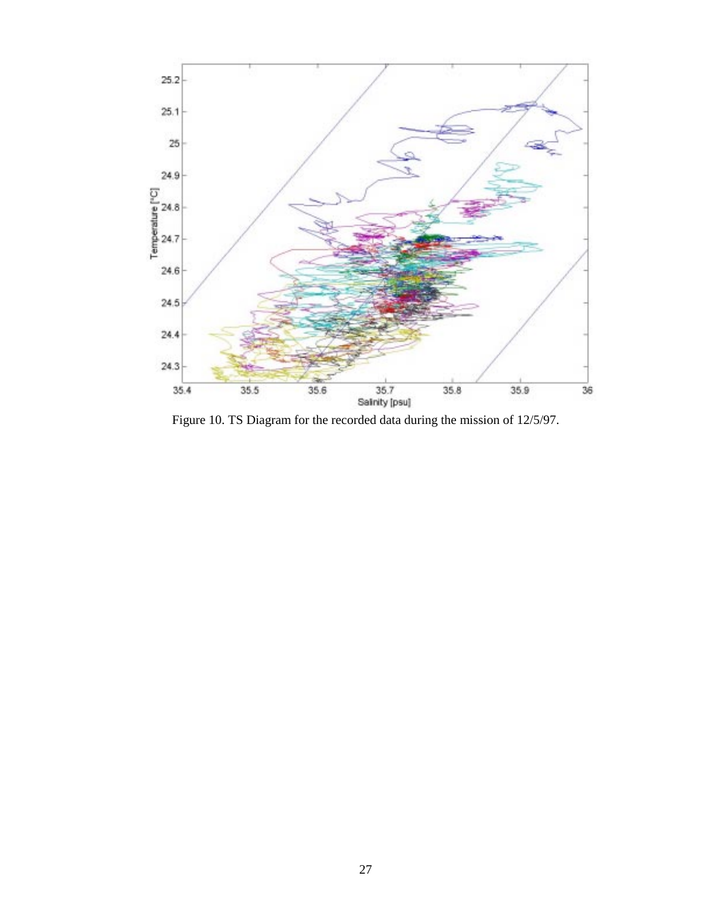Figure 10. TS Diagram for the recorded data during the mission of 12/5/97.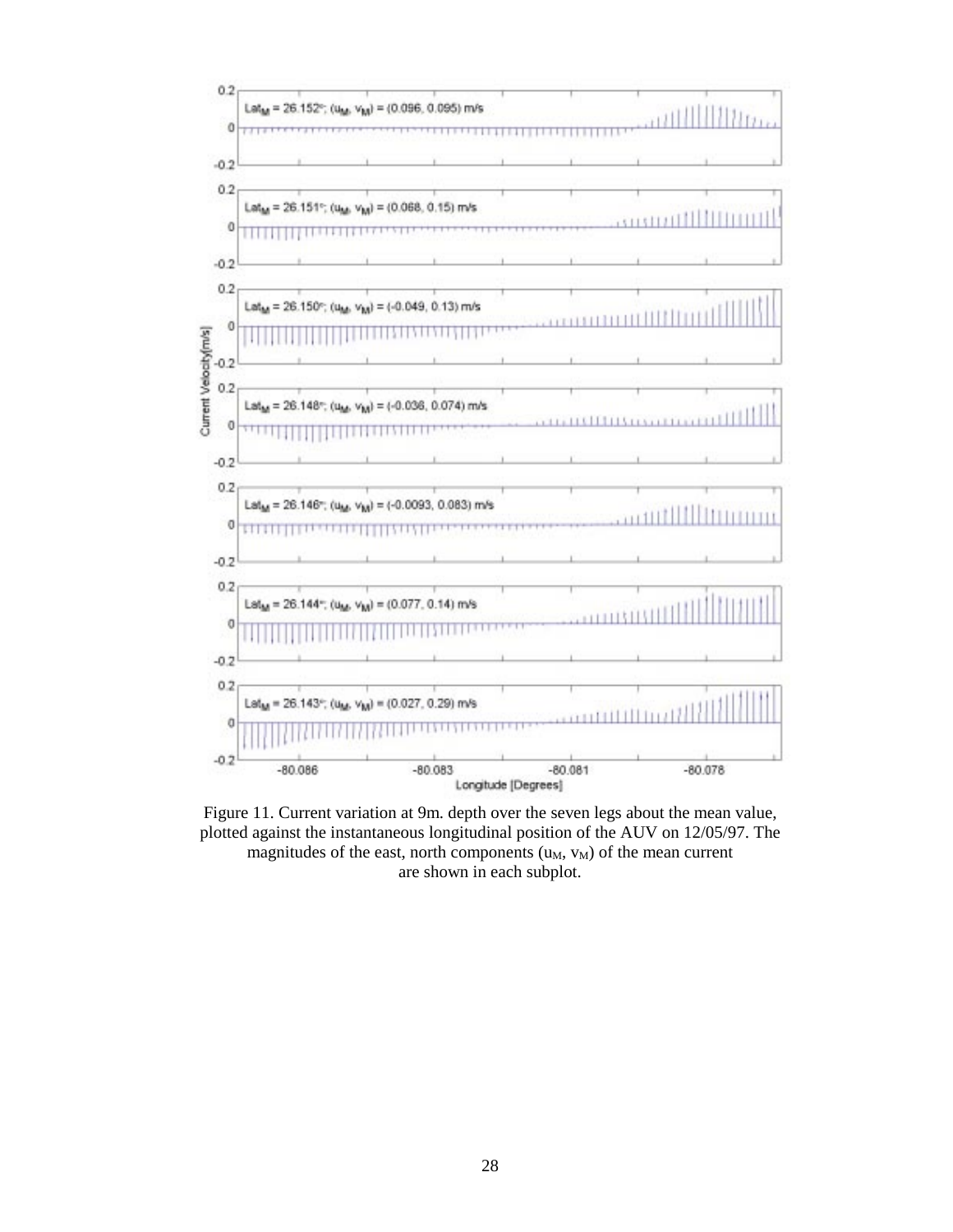Figure 11. Current variation at 9m. depth over the seven legs about the mean value, plotted against the instantaneous longitudinal position of the AUV on 12/05/97. The magnitudes of the east, north components ($u_M$, $v_M$) of the mean current are shown in each subplot.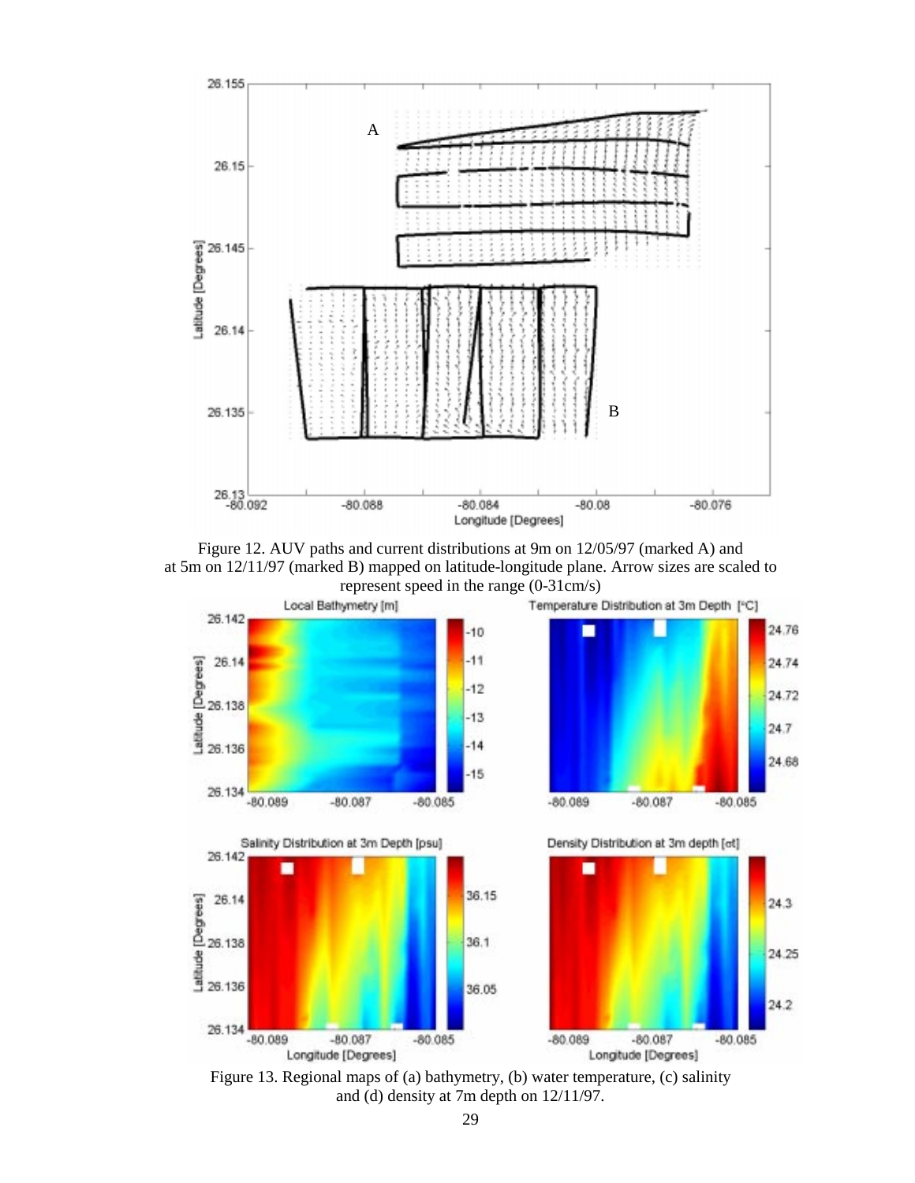Figure 12. AUV paths and current distributions at 9m on 12/05/97 (marked A) and at 5m on 12/11/97 (marked B) mapped on latitude-longitude plane. Arrow sizes are scaled to represent speed in the range (0-31cm/s)

Figure 13. Regional maps of (a) bathymetry, (b) water temperature, (c) salinity and (d) density at 7m depth on 12/11/97.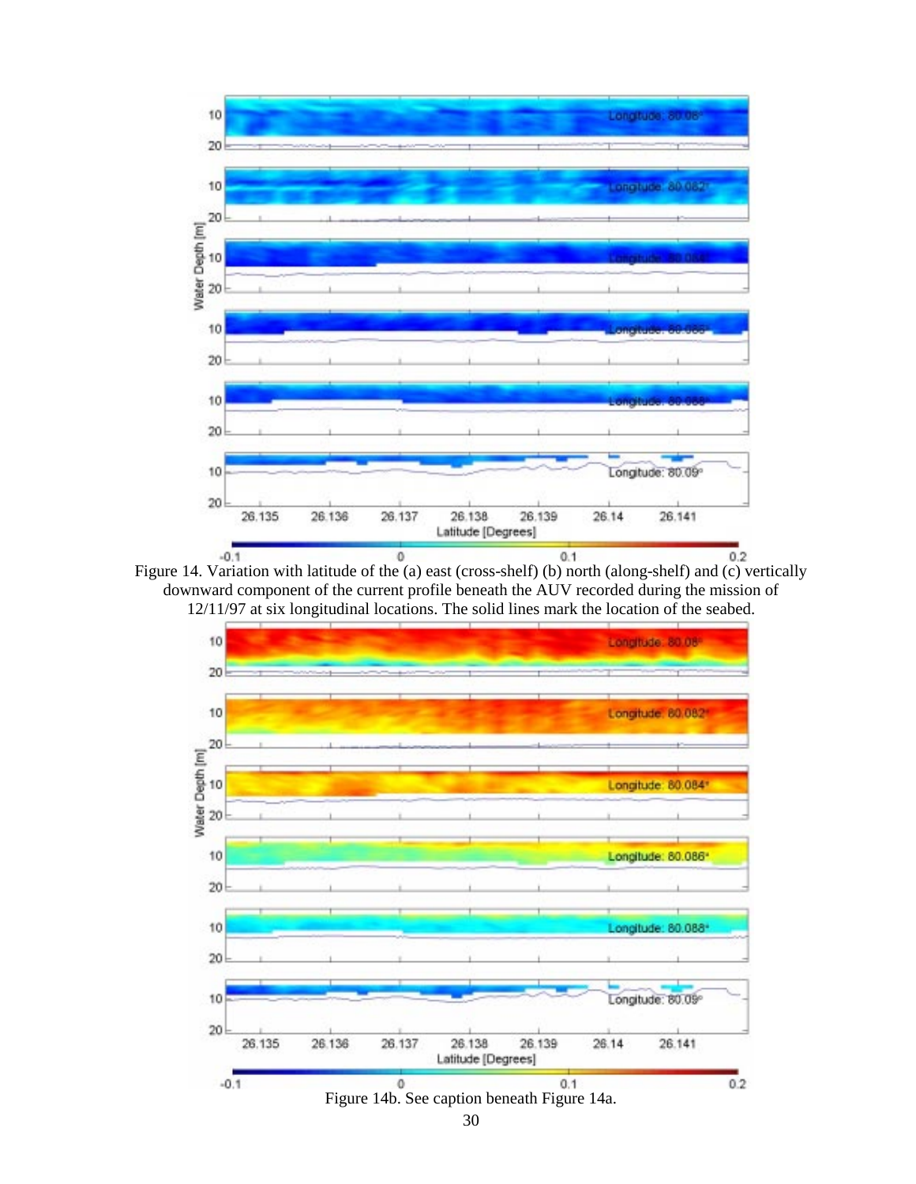Figure 14. Variation with latitude of the (a) east (cross-shelf) (b) north (along-shelf) and (c) vertically downward component of the current profile beneath the AUV recorded during the mission of 12/11/97 at six longitudinal locations. The solid lines mark the location of the seabed.

Figure 14b. See caption beneath Figure 14a.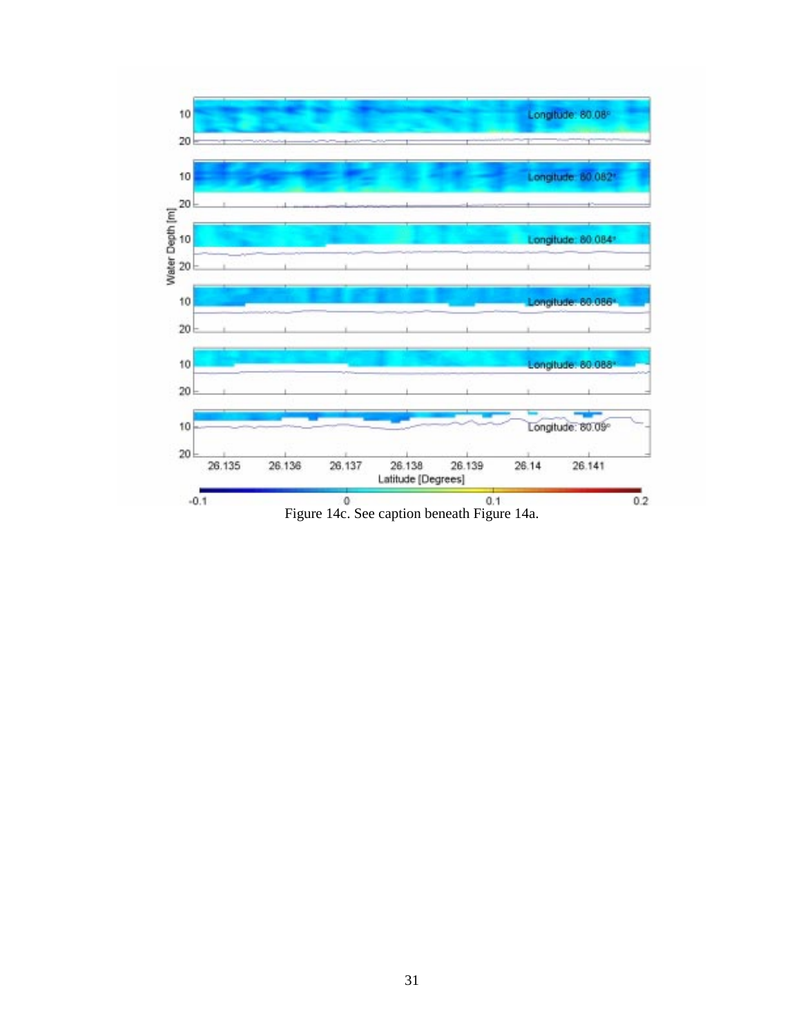Figure 14c. See caption beneath Figure 14a.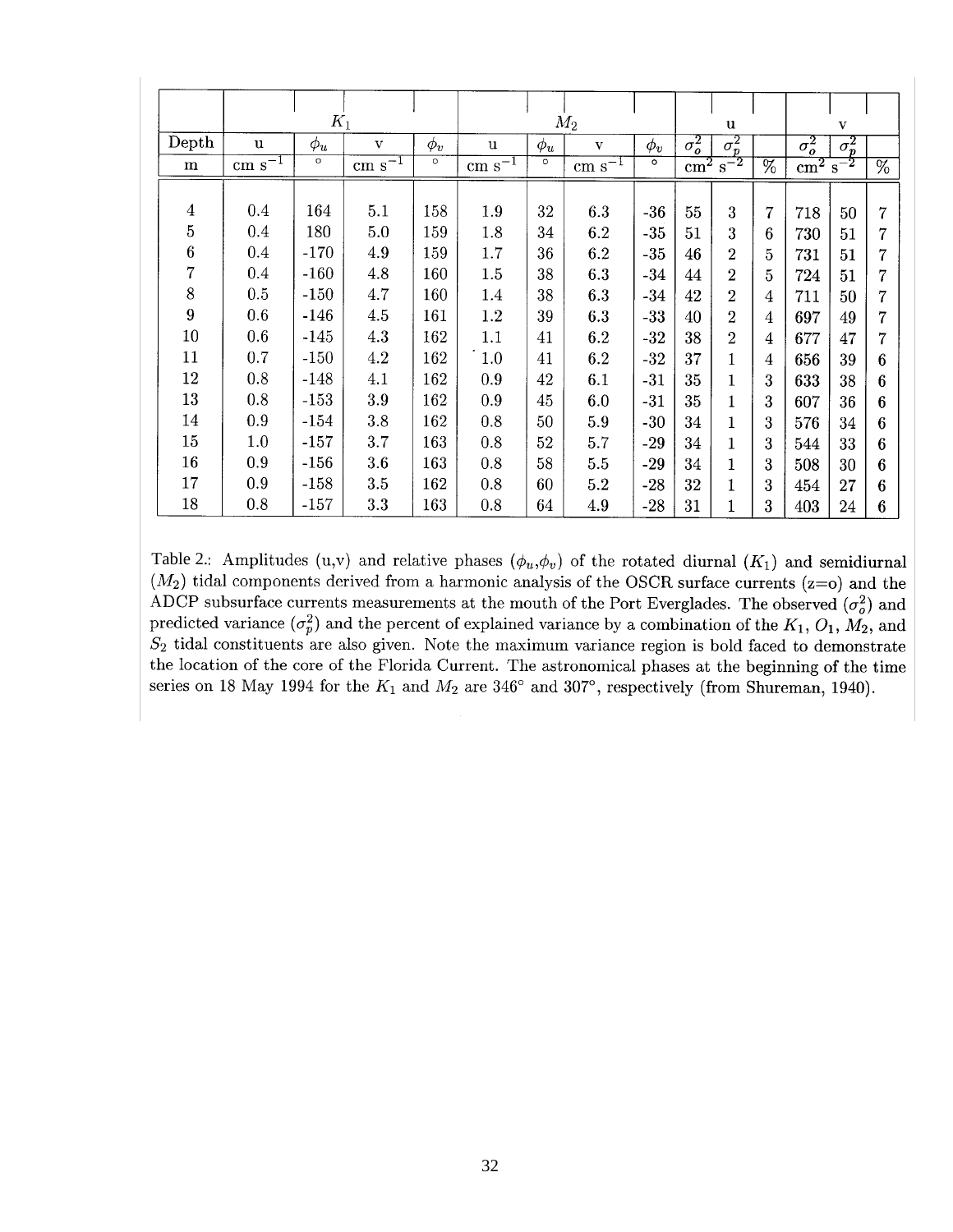| | $K_1$ | | | | $M_2$ | | | | u | | | v | | |
|---|---|---|---|---|---|---|---|---|---|---|---|---|---|---|
| Depth | u | $\phi_u$ | v | $\phi_v$ | u | $\phi_u$ | v | $\phi_v$ | $\sigma_o^2$ | $\sigma_p^2$ | | $\sigma_o^2$ | $\sigma_p^2$ | |
| m | cm $s^{-1}$ | ° | cm $s^{-1}$ | ° | cm $s^{-1}$ | ° | cm $s^{-1}$ | ° | cm$^2$ $s^{-2}$ | | % | cm$^2$ $s^{-2}$ | | % |
| 4 | 0.4 | 164 | 5.1 | 158 | 1.9 | 32 | 6.3 | -36 | 55 | 3 | 7 | 718 | 50 | 7 |
| 5 | 0.4 | 180 | 5.0 | 159 | 1.8 | 34 | 6.2 | -35 | 51 | 3 | 6 | 730 | 51 | 7 |
| 6 | 0.4 | -170 | 4.9 | 159 | 1.7 | 36 | 6.2 | -35 | 46 | 2 | 5 | 731 | 51 | 7 |
| 7 | 0.4 | -160 | 4.8 | 160 | 1.5 | 38 | 6.3 | -34 | 44 | 2 | 5 | 724 | 51 | 7 |
| 8 | 0.5 | -150 | 4.7 | 160 | 1.4 | 38 | 6.3 | -34 | 42 | 2 | 4 | 711 | 50 | 7 |
| 9 | 0.6 | -146 | 4.5 | 161 | 1.2 | 39 | 6.3 | -33 | 40 | 2 | 4 | 697 | 49 | 7 |
| 10 | 0.6 | -145 | 4.3 | 162 | 1.1 | 41 | 6.2 | -32 | 38 | 2 | 4 | 677 | 47 | 7 |
| 11 | 0.7 | -150 | 4.2 | 162 | 1.0 | 41 | 6.2 | -32 | 37 | 1 | 4 | 656 | 39 | 6 |
| 12 | 0.8 | -148 | 4.1 | 162 | 0.9 | 42 | 6.1 | -31 | 35 | 1 | 3 | 633 | 38 | 6 |
| 13 | 0.8 | -153 | 3.9 | 162 | 0.9 | 45 | 6.0 | -31 | 35 | 1 | 3 | 607 | 36 | 6 |
| 14 | 0.9 | -154 | 3.8 | 162 | 0.8 | 50 | 5.9 | -30 | 34 | 1 | 3 | 576 | 34 | 6 |
| 15 | 1.0 | -157 | 3.7 | 163 | 0.8 | 52 | 5.7 | -29 | 34 | 1 | 3 | 544 | 33 | 6 |
| 16 | 0.9 | -156 | 3.6 | 163 | 0.8 | 58 | 5.5 | -29 | 34 | 1 | 3 | 508 | 30 | 6 |
| 17 | 0.9 | -158 | 3.5 | 162 | 0.8 | 60 | 5.2 | -28 | 32 | 1 | 3 | 454 | 27 | 6 |
| 18 | 0.8 | -157 | 3.3 | 163 | 0.8 | 64 | 4.9 | -28 | 31 | 1 | 3 | 403 | 24 | 6 |

Table 2.: Amplitudes (u,v) and relative phases ($\phi_u$,$\phi_v$) of the rotated diurnal ($K_1$) and semidiurnal ($M_2$) tidal components derived from a harmonic analysis of the OSCR surface currents (z=o) and the ADCP subsurface currents measurements at the mouth of the Port Everglades. The observed ($\sigma_o^2$) and predicted variance ($\sigma_p^2$) and the percent of explained variance by a combination of the $K_1$, $O_1$, $M_2$, and $S_2$ tidal constituents are also given. Note the maximum variance region is bold faced to demonstrate the location of the core of the Florida Current. The astronomical phases at the beginning of the time series on 18 May 1994 for the $K_1$ and $M_2$ are 346° and 307°, respectively (from Shureman, 1940).